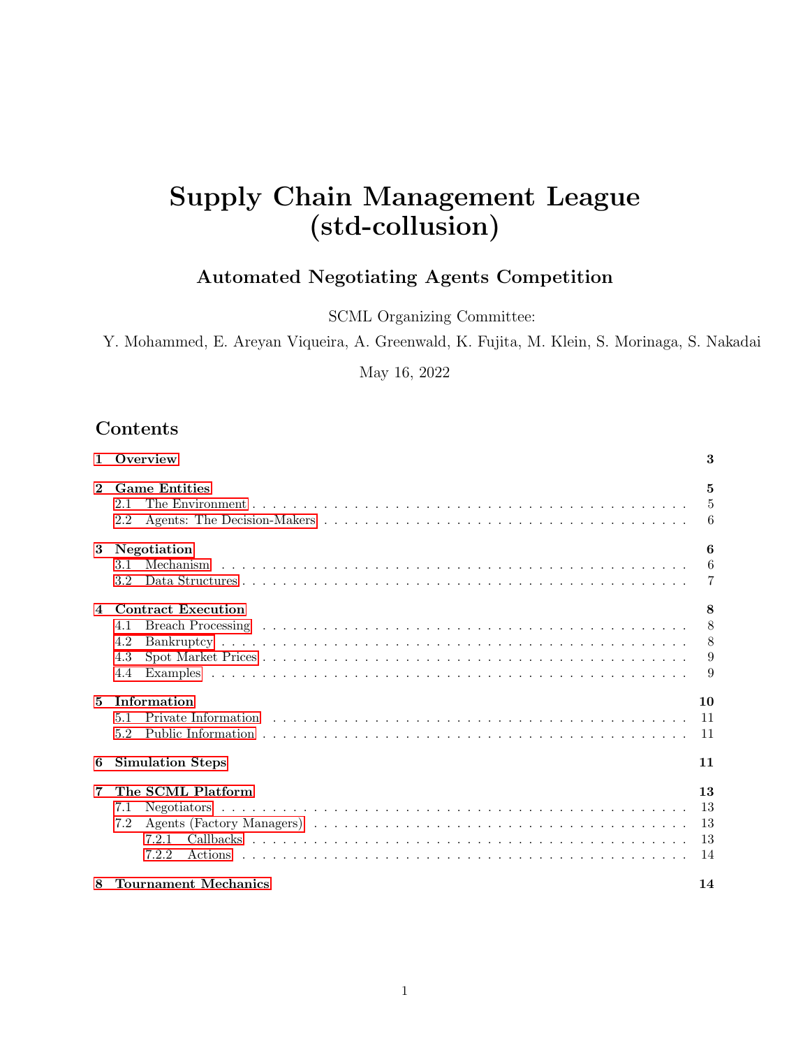# Supply Chain Management League (std-collusion)

## Automated Negotiating Agents Competition

SCML Organizing Committee:

Y. Mohammed, E. Areyan Viqueira, A. Greenwald, K. Fujita, M. Klein, S. Morinaga, S. Nakadai

May 16, 2022

## Contents

- **1 Overview** — 3
- **2 Game Entities** — 5
  - 2.1 The Environment — 5
  - 2.2 Agents: The Decision-Makers — 6
- **3 Negotiation** — 6
  - 3.1 Mechanism — 6
  - 3.2 Data Structures — 7
- **4 Contract Execution** — 8
  - 4.1 Breach Processing — 8
  - 4.2 Bankruptcy — 8
  - 4.3 Spot Market Prices — 9
  - 4.4 Examples — 9
- **5 Information** — 10
  - 5.1 Private Information — 11
  - 5.2 Public Information — 11
- **6 Simulation Steps** — 11
- **7 The SCML Platform** — 13
  - 7.1 Negotiators — 13
  - 7.2 Agents (Factory Managers) — 13
    - 7.2.1 Callbacks — 13
    - 7.2.2 Actions — 14
- **8 Tournament Mechanics** — 14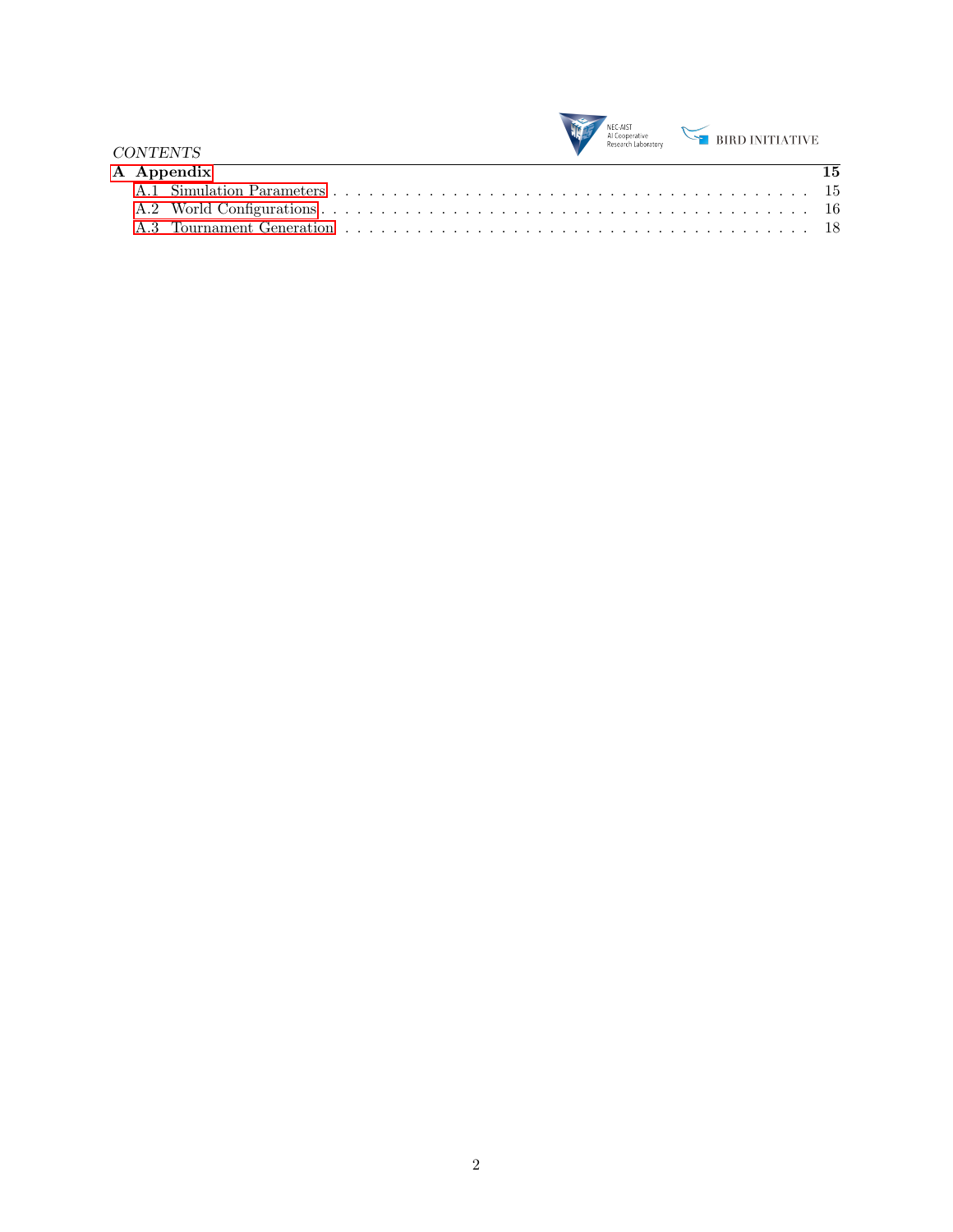**A Appendix** 15

A.1 Simulation Parameters . . . . . . . . . . 15

A.2 World Configurations . . . . . . . . . . 16

A.3 Tournament Generation . . . . . . . . . . 18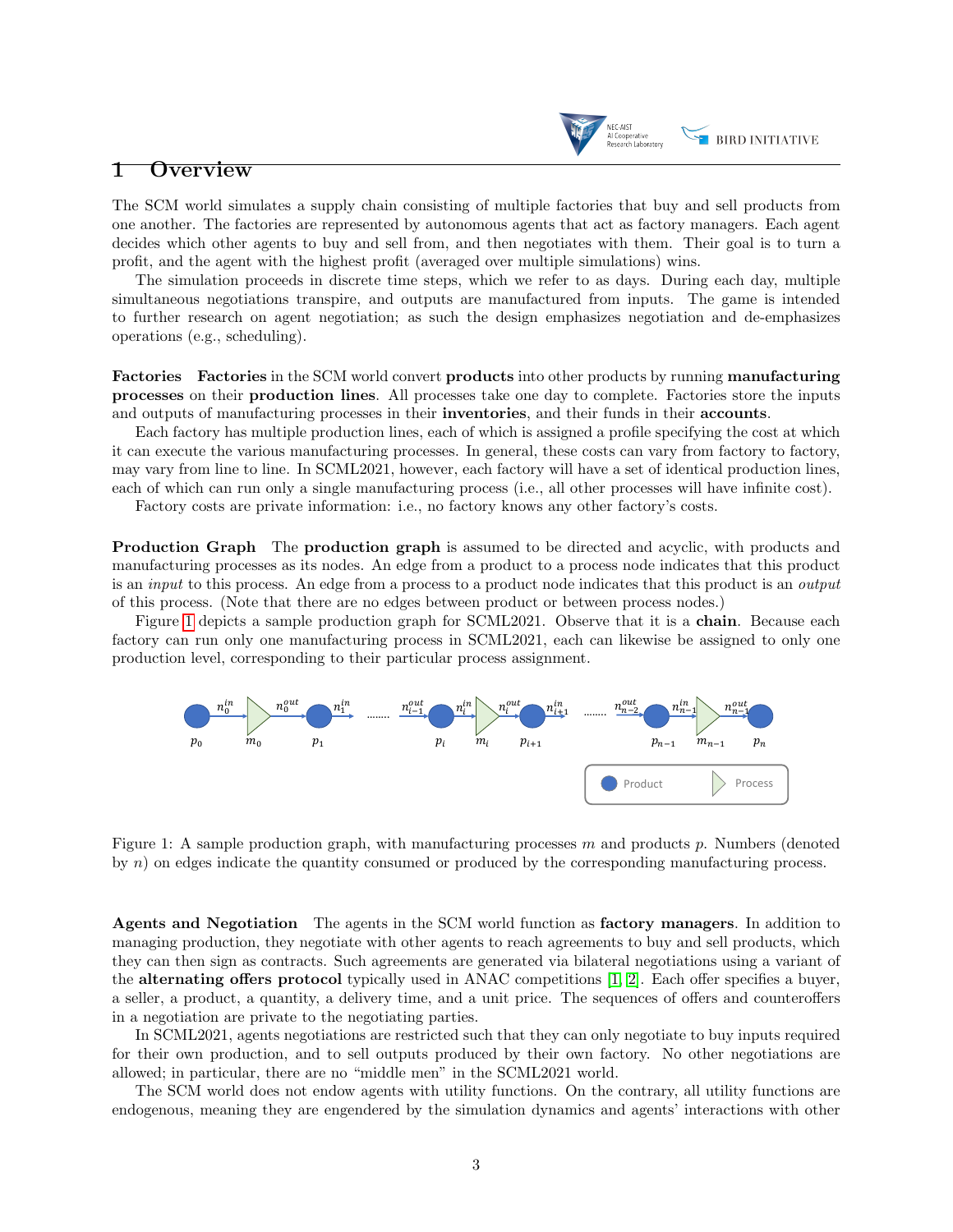# 1 Overview

The SCM world simulates a supply chain consisting of multiple factories that buy and sell products from one another. The factories are represented by autonomous agents that act as factory managers. Each agent decides which other agents to buy and sell from, and then negotiates with them. Their goal is to turn a profit, and the agent with the highest profit (averaged over multiple simulations) wins.

The simulation proceeds in discrete time steps, which we refer to as days. During each day, multiple simultaneous negotiations transpire, and outputs are manufactured from inputs. The game is intended to further research on agent negotiation; as such the design emphasizes negotiation and de-emphasizes operations (e.g., scheduling).

**Factories** **Factories** in the SCM world convert **products** into other products by running **manufacturing processes** on their **production lines**. All processes take one day to complete. Factories store the inputs and outputs of manufacturing processes in their **inventories**, and their funds in their **accounts**.

Each factory has multiple production lines, each of which is assigned a profile specifying the cost at which it can execute the various manufacturing processes. In general, these costs can vary from factory to factory, may vary from line to line. In SCML2021, however, each factory will have a set of identical production lines, each of which can run only a single manufacturing process (i.e., all other processes will have infinite cost).

Factory costs are private information: i.e., no factory knows any other factory's costs.

**Production Graph** The **production graph** is assumed to be directed and acyclic, with products and manufacturing processes as its nodes. An edge from a product to a process node indicates that this product is an *input* to this process. An edge from a process to a product node indicates that this product is an *output* of this process. (Note that there are no edges between product or between process nodes.)

Figure 1 depicts a sample production graph for SCML2021. Observe that it is a **chain**. Because each factory can run only one manufacturing process in SCML2021, each can likewise be assigned to only one production level, corresponding to their particular process assignment.

$p_0$ $n_0^{in}$ $m_0$ $n_0^{out}$ $p_1$ $n_1^{in}$ ........ $n_{i-1}^{out}$ $p_i$ $n_i^{in}$ $m_i$ $n_i^{out}$ $p_{i+1}$ $n_{i+1}^{in}$ ........ $n_{n-2}^{out}$ $p_{n-1}$ $n_{n-1}^{in}$ $m_{n-1}$ $n_{n-1}^{out}$ $p_n$

Product Process

Figure 1: A sample production graph, with manufacturing processes $m$ and products $p$. Numbers (denoted by $n$) on edges indicate the quantity consumed or produced by the corresponding manufacturing process.

**Agents and Negotiation** The agents in the SCM world function as **factory managers**. In addition to managing production, they negotiate with other agents to reach agreements to buy and sell products, which they can then sign as contracts. Such agreements are generated via bilateral negotiations using a variant of the **alternating offers protocol** typically used in ANAC competitions [1, 2]. Each offer specifies a buyer, a seller, a product, a quantity, a delivery time, and a unit price. The sequences of offers and counteroffers in a negotiation are private to the negotiating parties.

In SCML2021, agents negotiations are restricted such that they can only negotiate to buy inputs required for their own production, and to sell outputs produced by their own factory. No other negotiations are allowed; in particular, there are no "middle men" in the SCML2021 world.

The SCM world does not endow agents with utility functions. On the contrary, all utility functions are endogenous, meaning they are engendered by the simulation dynamics and agents' interactions with other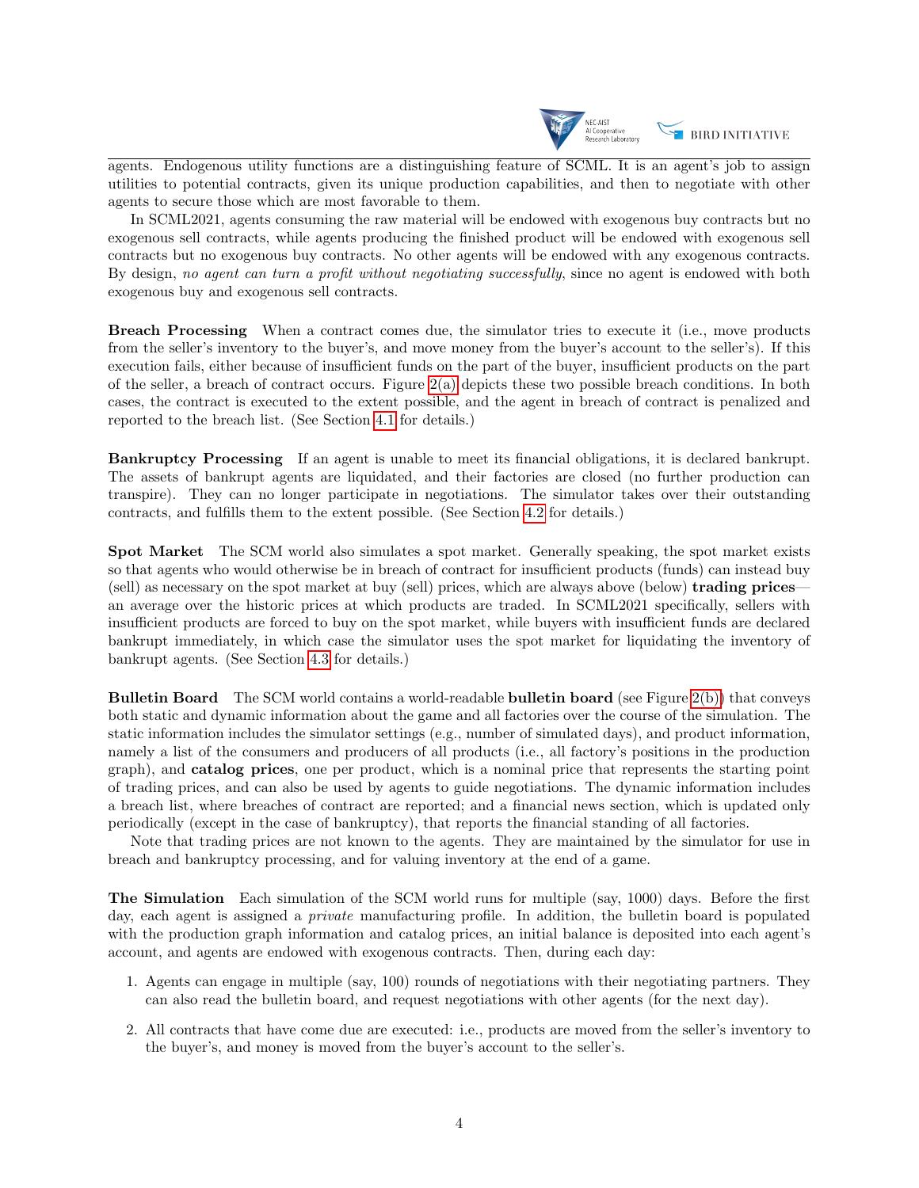agents. Endogenous utility functions are a distinguishing feature of SCML. It is an agent's job to assign utilities to potential contracts, given its unique production capabilities, and then to negotiate with other agents to secure those which are most favorable to them.

In SCML2021, agents consuming the raw material will be endowed with exogenous buy contracts but no exogenous sell contracts, while agents producing the finished product will be endowed with exogenous sell contracts but no exogenous buy contracts. No other agents will be endowed with any exogenous contracts. By design, *no agent can turn a profit without negotiating successfully*, since no agent is endowed with both exogenous buy and exogenous sell contracts.

**Breach Processing** When a contract comes due, the simulator tries to execute it (i.e., move products from the seller's inventory to the buyer's, and move money from the buyer's account to the seller's). If this execution fails, either because of insufficient funds on the part of the buyer, insufficient products on the part of the seller, a breach of contract occurs. Figure 2(a) depicts these two possible breach conditions. In both cases, the contract is executed to the extent possible, and the agent in breach of contract is penalized and reported to the breach list. (See Section 4.1 for details.)

**Bankruptcy Processing** If an agent is unable to meet its financial obligations, it is declared bankrupt. The assets of bankrupt agents are liquidated, and their factories are closed (no further production can transpire). They can no longer participate in negotiations. The simulator takes over their outstanding contracts, and fulfills them to the extent possible. (See Section 4.2 for details.)

**Spot Market** The SCM world also simulates a spot market. Generally speaking, the spot market exists so that agents who would otherwise be in breach of contract for insufficient products (funds) can instead buy (sell) as necessary on the spot market at buy (sell) prices, which are always above (below) **trading prices**—an average over the historic prices at which products are traded. In SCML2021 specifically, sellers with insufficient products are forced to buy on the spot market, while buyers with insufficient funds are declared bankrupt immediately, in which case the simulator uses the spot market for liquidating the inventory of bankrupt agents. (See Section 4.3 for details.)

**Bulletin Board** The SCM world contains a world-readable **bulletin board** (see Figure 2(b)) that conveys both static and dynamic information about the game and all factories over the course of the simulation. The static information includes the simulator settings (e.g., number of simulated days), and product information, namely a list of the consumers and producers of all products (i.e., all factory's positions in the production graph), and **catalog prices**, one per product, which is a nominal price that represents the starting point of trading prices, and can also be used by agents to guide negotiations. The dynamic information includes a breach list, where breaches of contract are reported; and a financial news section, which is updated only periodically (except in the case of bankruptcy), that reports the financial standing of all factories.

Note that trading prices are not known to the agents. They are maintained by the simulator for use in breach and bankruptcy processing, and for valuing inventory at the end of a game.

**The Simulation** Each simulation of the SCM world runs for multiple (say, 1000) days. Before the first day, each agent is assigned a *private* manufacturing profile. In addition, the bulletin board is populated with the production graph information and catalog prices, an initial balance is deposited into each agent's account, and agents are endowed with exogenous contracts. Then, during each day:

1. Agents can engage in multiple (say, 100) rounds of negotiations with their negotiating partners. They can also read the bulletin board, and request negotiations with other agents (for the next day).
2. All contracts that have come due are executed: i.e., products are moved from the seller's inventory to the buyer's, and money is moved from the buyer's account to the seller's.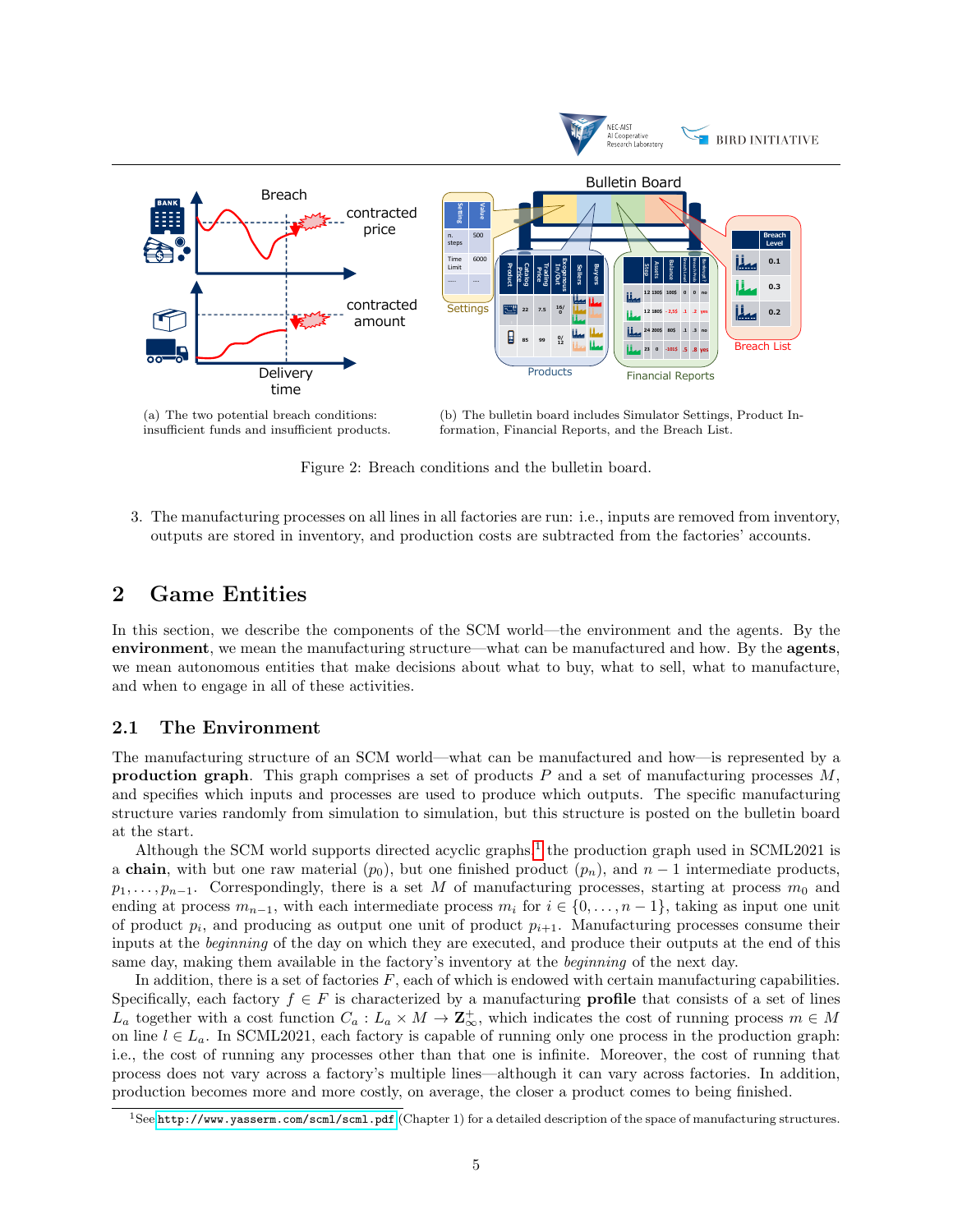(a) The two potential breach conditions: insufficient funds and insufficient products.

(b) The bulletin board includes Simulator Settings, Product Information, Financial Reports, and the Breach List.

Figure 2: Breach conditions and the bulletin board.

3. The manufacturing processes on all lines in all factories are run: i.e., inputs are removed from inventory, outputs are stored in inventory, and production costs are subtracted from the factories' accounts.

## 2 Game Entities

In this section, we describe the components of the SCM world—the environment and the agents. By the **environment**, we mean the manufacturing structure—what can be manufactured and how. By the **agents**, we mean autonomous entities that make decisions about what to buy, what to sell, what to manufacture, and when to engage in all of these activities.

### 2.1 The Environment

The manufacturing structure of an SCM world—what can be manufactured and how—is represented by a **production graph**. This graph comprises a set of products $P$ and a set of manufacturing processes $M$, and specifies which inputs and processes are used to produce which outputs. The specific manufacturing structure varies randomly from simulation to simulation, but this structure is posted on the bulletin board at the start.

Although the SCM world supports directed acyclic graphs,[1] the production graph used in SCML2021 is a **chain**, with but one raw material ($p_0$), but one finished product ($p_n$), and $n-1$ intermediate products, $p_1, \ldots, p_{n-1}$. Correspondingly, there is a set $M$ of manufacturing processes, starting at process $m_0$ and ending at process $m_{n-1}$, with each intermediate process $m_i$ for $i \in \{0, \ldots, n-1\}$, taking as input one unit of product $p_i$, and producing as output one unit of product $p_{i+1}$. Manufacturing processes consume their inputs at the *beginning* of the day on which they are executed, and produce their outputs at the end of this same day, making them available in the factory's inventory at the *beginning* of the next day.

In addition, there is a set of factories $F$, each of which is endowed with certain manufacturing capabilities. Specifically, each factory $f \in F$ is characterized by a manufacturing **profile** that consists of a set of lines $L_a$ together with a cost function $C_a : L_a \times M \to \mathbf{Z}_{\infty}^{+}$, which indicates the cost of running process $m \in M$ on line $l \in L_a$. In SCML2021, each factory is capable of running only one process in the production graph: i.e., the cost of running any processes other than that one is infinite. Moreover, the cost of running that process does not vary across a factory's multiple lines—although it can vary across factories. In addition, production becomes more and more costly, on average, the closer a product comes to being finished.

[1] See http://www.yasserm.com/scml/scml.pdf (Chapter 1) for a detailed description of the space of manufacturing structures.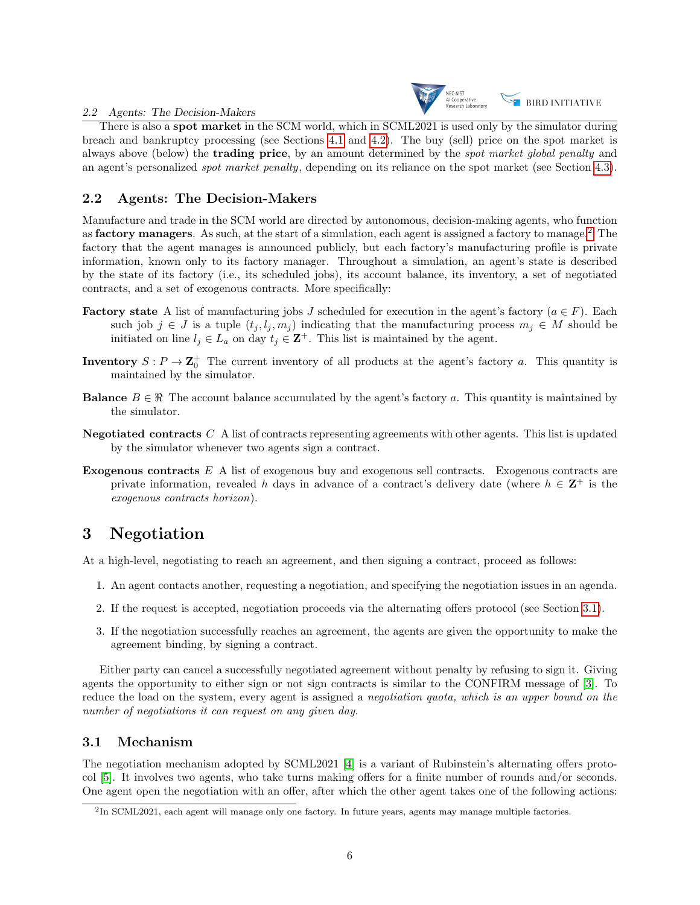There is also a **spot market** in the SCM world, which in SCML2021 is used only by the simulator during breach and bankruptcy processing (see Sections 4.1 and 4.2). The buy (sell) price on the spot market is always above (below) the **trading price**, by an amount determined by the *spot market global penalty* and an agent's personalized *spot market penalty*, depending on its reliance on the spot market (see Section 4.3).

## 2.2 Agents: The Decision-Makers

Manufacture and trade in the SCM world are directed by autonomous, decision-making agents, who function as **factory managers**. As such, at the start of a simulation, each agent is assigned a factory to manage.[2] The factory that the agent manages is announced publicly, but each factory's manufacturing profile is private information, known only to its factory manager. Throughout a simulation, an agent's state is described by the state of its factory (i.e., its scheduled jobs), its account balance, its inventory, a set of negotiated contracts, and a set of exogenous contracts. More specifically:

**Factory state** A list of manufacturing jobs $J$ scheduled for execution in the agent's factory ($a \in F$). Each such job $j \in J$ is a tuple $(t_j, l_j, m_j)$ indicating that the manufacturing process $m_j \in M$ should be initiated on line $l_j \in L_a$ on day $t_j \in \mathbf{Z}^+$. This list is maintained by the agent.

**Inventory** $S : P \rightarrow \mathbf{Z}_0^+$ The current inventory of all products at the agent's factory $a$. This quantity is maintained by the simulator.

**Balance** $B \in \Re$ The account balance accumulated by the agent's factory $a$. This quantity is maintained by the simulator.

**Negotiated contracts** $C$ A list of contracts representing agreements with other agents. This list is updated by the simulator whenever two agents sign a contract.

**Exogenous contracts** $E$ A list of exogenous buy and exogenous sell contracts. Exogenous contracts are private information, revealed $h$ days in advance of a contract's delivery date (where $h \in \mathbf{Z}^+$ is the *exogenous contracts horizon*).

# 3 Negotiation

At a high-level, negotiating to reach an agreement, and then signing a contract, proceed as follows:

1. An agent contacts another, requesting a negotiation, and specifying the negotiation issues in an agenda.
2. If the request is accepted, negotiation proceeds via the alternating offers protocol (see Section 3.1).
3. If the negotiation successfully reaches an agreement, the agents are given the opportunity to make the agreement binding, by signing a contract.

Either party can cancel a successfully negotiated agreement without penalty by refusing to sign it. Giving agents the opportunity to either sign or not sign contracts is similar to the CONFIRM message of [3]. To reduce the load on the system, every agent is assigned a *negotiation quota, which is an upper bound on the number of negotiations it can request on any given day.*

## 3.1 Mechanism

The negotiation mechanism adopted by SCML2021 [4] is a variant of Rubinstein's alternating offers protocol [5]. It involves two agents, who take turns making offers for a finite number of rounds and/or seconds. One agent open the negotiation with an offer, after which the other agent takes one of the following actions:

[2] In SCML2021, each agent will manage only one factory. In future years, agents may manage multiple factories.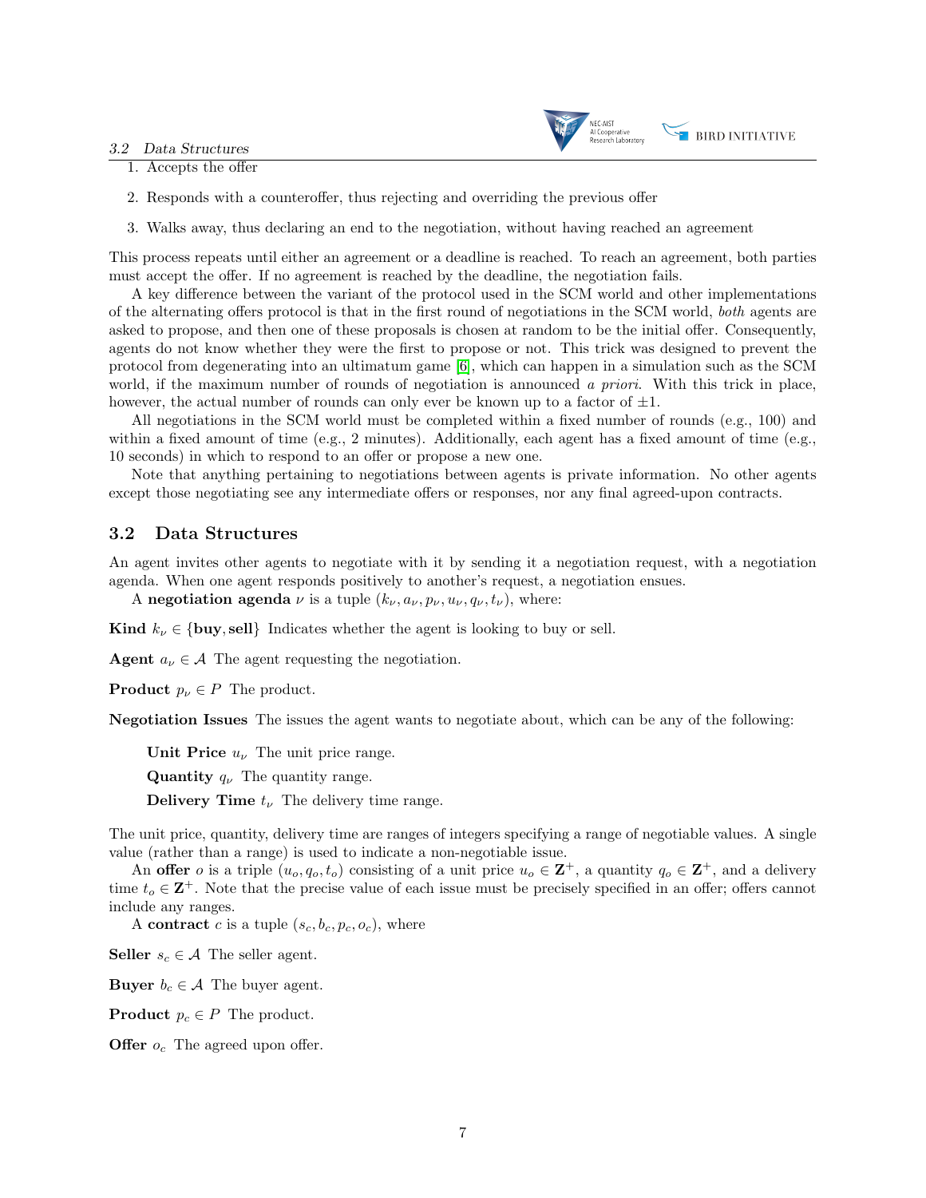1. Accepts the offer
2. Responds with a counteroffer, thus rejecting and overriding the previous offer
3. Walks away, thus declaring an end to the negotiation, without having reached an agreement

This process repeats until either an agreement or a deadline is reached. To reach an agreement, both parties must accept the offer. If no agreement is reached by the deadline, the negotiation fails.

A key difference between the variant of the protocol used in the SCM world and other implementations of the alternating offers protocol is that in the first round of negotiations in the SCM world, *both* agents are asked to propose, and then one of these proposals is chosen at random to be the initial offer. Consequently, agents do not know whether they were the first to propose or not. This trick was designed to prevent the protocol from degenerating into an ultimatum game [6], which can happen in a simulation such as the SCM world, if the maximum number of rounds of negotiation is announced *a priori*. With this trick in place, however, the actual number of rounds can only ever be known up to a factor of $\pm 1$.

All negotiations in the SCM world must be completed within a fixed number of rounds (e.g., 100) and within a fixed amount of time (e.g., 2 minutes). Additionally, each agent has a fixed amount of time (e.g., 10 seconds) in which to respond to an offer or propose a new one.

Note that anything pertaining to negotiations between agents is private information. No other agents except those negotiating see any intermediate offers or responses, nor any final agreed-upon contracts.

## 3.2 Data Structures

An agent invites other agents to negotiate with it by sending it a negotiation request, with a negotiation agenda. When one agent responds positively to another's request, a negotiation ensues.

A **negotiation agenda** $\nu$ is a tuple $(k_\nu, a_\nu, p_\nu, u_\nu, q_\nu, t_\nu)$, where:

**Kind** $k_\nu \in \{\textbf{buy}, \textbf{sell}\}$ Indicates whether the agent is looking to buy or sell.

**Agent** $a_\nu \in \mathcal{A}$ The agent requesting the negotiation.

**Product** $p_\nu \in P$ The product.

**Negotiation Issues** The issues the agent wants to negotiate about, which can be any of the following:

- **Unit Price** $u_\nu$ The unit price range.
- **Quantity** $q_\nu$ The quantity range.
- **Delivery Time** $t_\nu$ The delivery time range.

The unit price, quantity, delivery time are ranges of integers specifying a range of negotiable values. A single value (rather than a range) is used to indicate a non-negotiable issue.

An **offer** $o$ is a triple $(u_o, q_o, t_o)$ consisting of a unit price $u_o \in \mathbf{Z}^+$, a quantity $q_o \in \mathbf{Z}^+$, and a delivery time $t_o \in \mathbf{Z}^+$. Note that the precise value of each issue must be precisely specified in an offer; offers cannot include any ranges.

A **contract** $c$ is a tuple $(s_c, b_c, p_c, o_c)$, where

**Seller** $s_c \in \mathcal{A}$ The seller agent.

**Buyer** $b_c \in \mathcal{A}$ The buyer agent.

**Product** $p_c \in P$ The product.

**Offer** $o_c$ The agreed upon offer.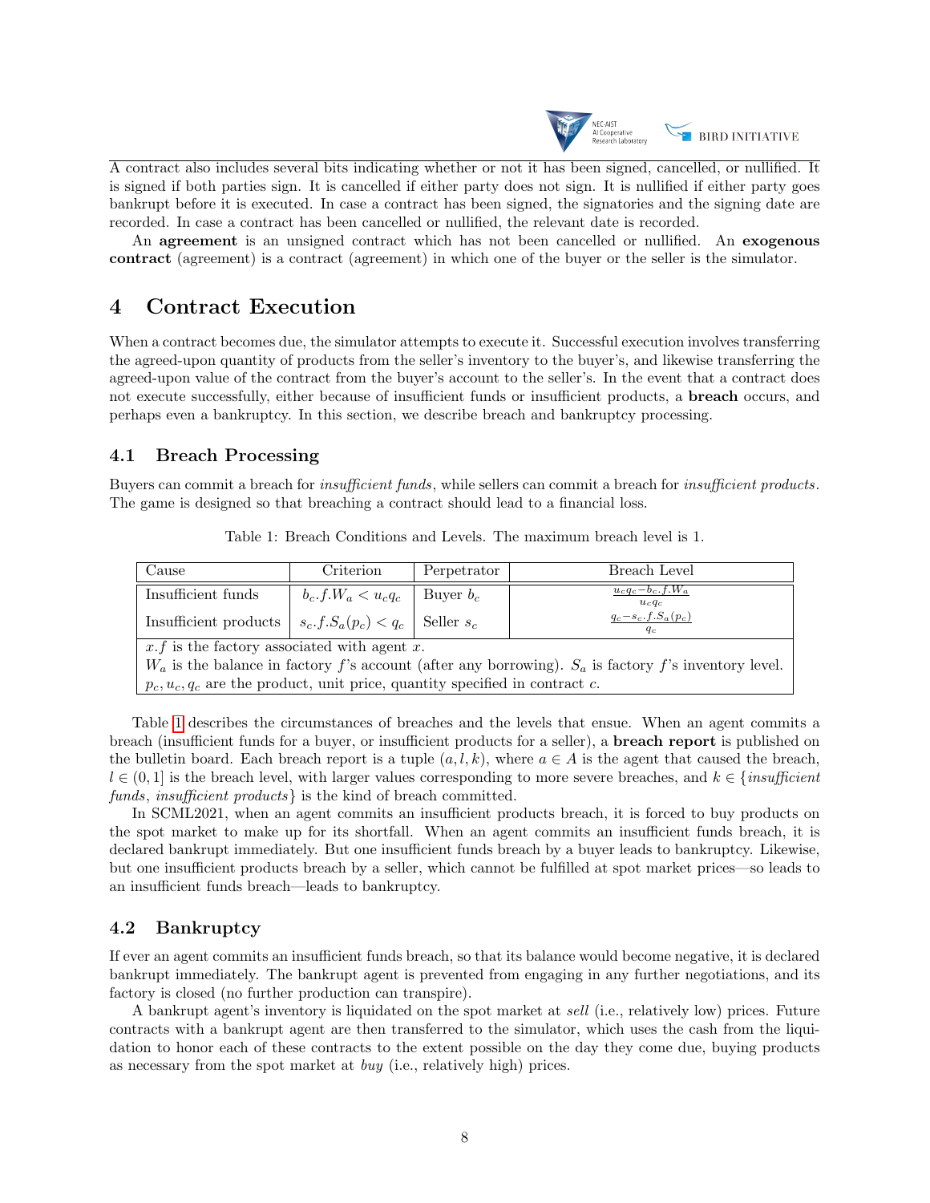A contract also includes several bits indicating whether or not it has been signed, cancelled, or nullified. It is signed if both parties sign. It is cancelled if either party does not sign. It is nullified if either party goes bankrupt before it is executed. In case a contract has been signed, the signatories and the signing date are recorded. In case a contract has been cancelled or nullified, the relevant date is recorded.

An **agreement** is an unsigned contract which has not been cancelled or nullified. An **exogenous contract** (agreement) is a contract (agreement) in which one of the buyer or the seller is the simulator.

# 4 Contract Execution

When a contract becomes due, the simulator attempts to execute it. Successful execution involves transferring the agreed-upon quantity of products from the seller's inventory to the buyer's, and likewise transferring the agreed-upon value of the contract from the buyer's account to the seller's. In the event that a contract does not execute successfully, either because of insufficient funds or insufficient products, a **breach** occurs, and perhaps even a bankruptcy. In this section, we describe breach and bankruptcy processing.

## 4.1 Breach Processing

Buyers can commit a breach for *insufficient funds*, while sellers can commit a breach for *insufficient products*. The game is designed so that breaching a contract should lead to a financial loss.

Table 1: Breach Conditions and Levels. The maximum breach level is 1.

| Cause | Criterion | Perpetrator | Breach Level |
|---|---|---|---|
| Insufficient funds | $b_c.f.W_a < u_c q_c$ | Buyer $b_c$ | $\frac{u_c q_c - b_c.f.W_a}{u_c q_c}$ |
| Insufficient products | $s_c.f.S_a(p_c) < q_c$ | Seller $s_c$ | $\frac{q_c - s_c.f.S_a(p_c)}{q_c}$ |
| $x.f$ is the factory associated with agent $x$. | | | |
| $W_a$ is the balance in factory $f$'s account (after any borrowing). $S_a$ is factory $f$'s inventory level. | | | |
| $p_c, u_c, q_c$ are the product, unit price, quantity specified in contract $c$. | | | |

Table 1 describes the circumstances of breaches and the levels that ensue. When an agent commits a breach (insufficient funds for a buyer, or insufficient products for a seller), a **breach report** is published on the bulletin board. Each breach report is a tuple $(a, l, k)$, where $a \in A$ is the agent that caused the breach, $l \in (0, 1]$ is the breach level, with larger values corresponding to more severe breaches, and $k \in \{$*insufficient funds*, *insufficient products*$\}$ is the kind of breach committed.

In SCML2021, when an agent commits an insufficient products breach, it is forced to buy products on the spot market to make up for its shortfall. When an agent commits an insufficient funds breach, it is declared bankrupt immediately. But one insufficient funds breach by a buyer leads to bankruptcy. Likewise, but one insufficient products breach by a seller, which cannot be fulfilled at spot market prices—so leads to an insufficient funds breach—leads to bankruptcy.

## 4.2 Bankruptcy

If ever an agent commits an insufficient funds breach, so that its balance would become negative, it is declared bankrupt immediately. The bankrupt agent is prevented from engaging in any further negotiations, and its factory is closed (no further production can transpire).

A bankrupt agent's inventory is liquidated on the spot market at *sell* (i.e., relatively low) prices. Future contracts with a bankrupt agent are then transferred to the simulator, which uses the cash from the liquidation to honor each of these contracts to the extent possible on the day they come due, buying products as necessary from the spot market at *buy* (i.e., relatively high) prices.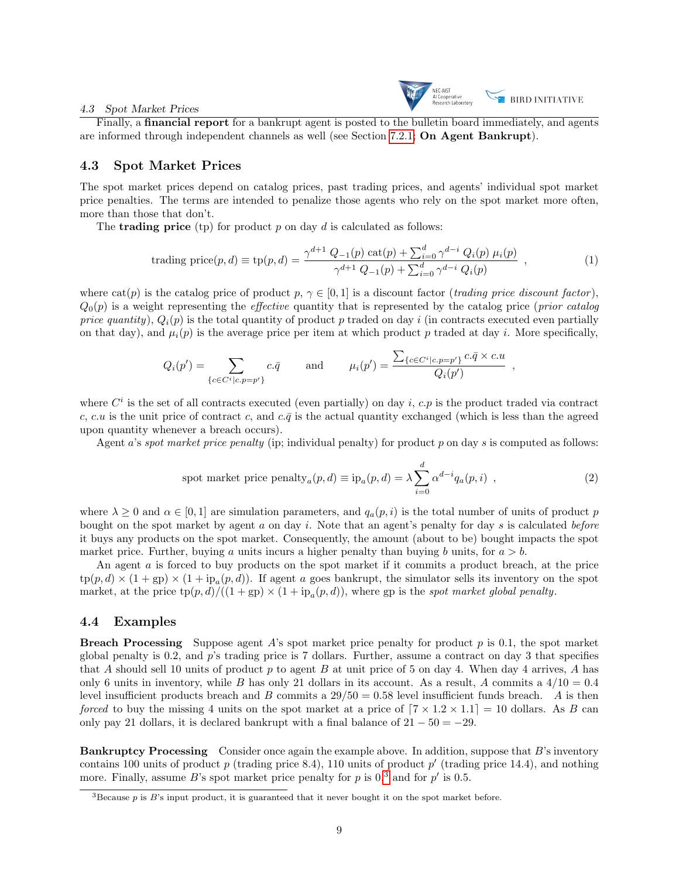Finally, a **financial report** for a bankrupt agent is posted to the bulletin board immediately, and agents are informed through independent channels as well (see Section 7.2.1: **On Agent Bankrupt**).

## 4.3 Spot Market Prices

The spot market prices depend on catalog prices, past trading prices, and agents' individual spot market price penalties. The terms are intended to penalize those agents who rely on the spot market more often, more than those that don't.

The **trading price** (tp) for product $p$ on day $d$ is calculated as follows:

$$\text{trading price}(p,d) \equiv \text{tp}(p,d) = \frac{\gamma^{d+1}\, Q_{-1}(p)\, \text{cat}(p) + \sum_{i=0}^{d} \gamma^{d-i}\, Q_i(p)\, \mu_i(p)}{\gamma^{d+1}\, Q_{-1}(p) + \sum_{i=0}^{d} \gamma^{d-i}\, Q_i(p)} \ , \tag{1}$$

where $\text{cat}(p)$ is the catalog price of product $p$, $\gamma \in [0,1]$ is a discount factor (*trading price discount factor*), $Q_0(p)$ is a weight representing the *effective* quantity that is represented by the catalog price (*prior catalog price quantity*), $Q_i(p)$ is the total quantity of product $p$ traded on day $i$ (in contracts executed even partially on that day), and $\mu_i(p)$ is the average price per item at which product $p$ traded at day $i$. More specifically,

$$Q_i(p') = \sum_{\{c \in C^i | c.p = p'\}} c.\bar{q} \qquad \text{and} \qquad \mu_i(p') = \frac{\sum_{\{c \in C^i | c.p = p'\}} c.\bar{q} \times c.u}{Q_i(p')} \ ,$$

where $C^i$ is the set of all contracts executed (even partially) on day $i$, $c.p$ is the product traded via contract $c$, $c.u$ is the unit price of contract $c$, and $c.\bar{q}$ is the actual quantity exchanged (which is less than the agreed upon quantity whenever a breach occurs).

Agent $a$'s *spot market price penalty* (ip; individual penalty) for product $p$ on day $s$ is computed as follows:

$$\text{spot market price penalty}_a(p,d) \equiv \text{ip}_a(p,d) = \lambda \sum_{i=0}^{d} \alpha^{d-i} q_a(p,i) \ , \tag{2}$$

where $\lambda \geq 0$ and $\alpha \in [0,1]$ are simulation parameters, and $q_a(p,i)$ is the total number of units of product $p$ bought on the spot market by agent $a$ on day $i$. Note that an agent's penalty for day $s$ is calculated *before* it buys any products on the spot market. Consequently, the amount (about to be) bought impacts the spot market price. Further, buying $a$ units incurs a higher penalty than buying $b$ units, for $a > b$.

An agent $a$ is forced to buy products on the spot market if it commits a product breach, at the price $\text{tp}(p,d) \times (1 + \text{gp}) \times (1 + \text{ip}_a(p,d))$. If agent $a$ goes bankrupt, the simulator sells its inventory on the spot market, at the price $\text{tp}(p,d)/((1 + \text{gp}) \times (1 + \text{ip}_a(p,d))$, where gp is the *spot market global penalty*.

## 4.4 Examples

**Breach Processing** Suppose agent $A$'s spot market price penalty for product $p$ is 0.1, the spot market global penalty is 0.2, and $p$'s trading price is 7 dollars. Further, assume a contract on day 3 that specifies that $A$ should sell 10 units of product $p$ to agent $B$ at unit price of 5 on day 4. When day 4 arrives, $A$ has only 6 units in inventory, while $B$ has only 21 dollars in its account. As a result, $A$ commits a $4/10 = 0.4$ level insufficient products breach and $B$ commits a $29/50 = 0.58$ level insufficient funds breach. $A$ is then *forced* to buy the missing 4 units on the spot market at a price of $\lceil 7 \times 1.2 \times 1.1 \rceil = 10$ dollars. As $B$ can only pay 21 dollars, it is declared bankrupt with a final balance of $21 - 50 = -29$.

**Bankruptcy Processing** Consider once again the example above. In addition, suppose that $B$'s inventory contains 100 units of product $p$ (trading price 8.4), 110 units of product $p'$ (trading price 14.4), and nothing more. Finally, assume $B$'s spot market price penalty for $p$ is 0[3] and for $p'$ is 0.5.

[3] Because $p$ is $B$'s input product, it is guaranteed that it never bought it on the spot market before.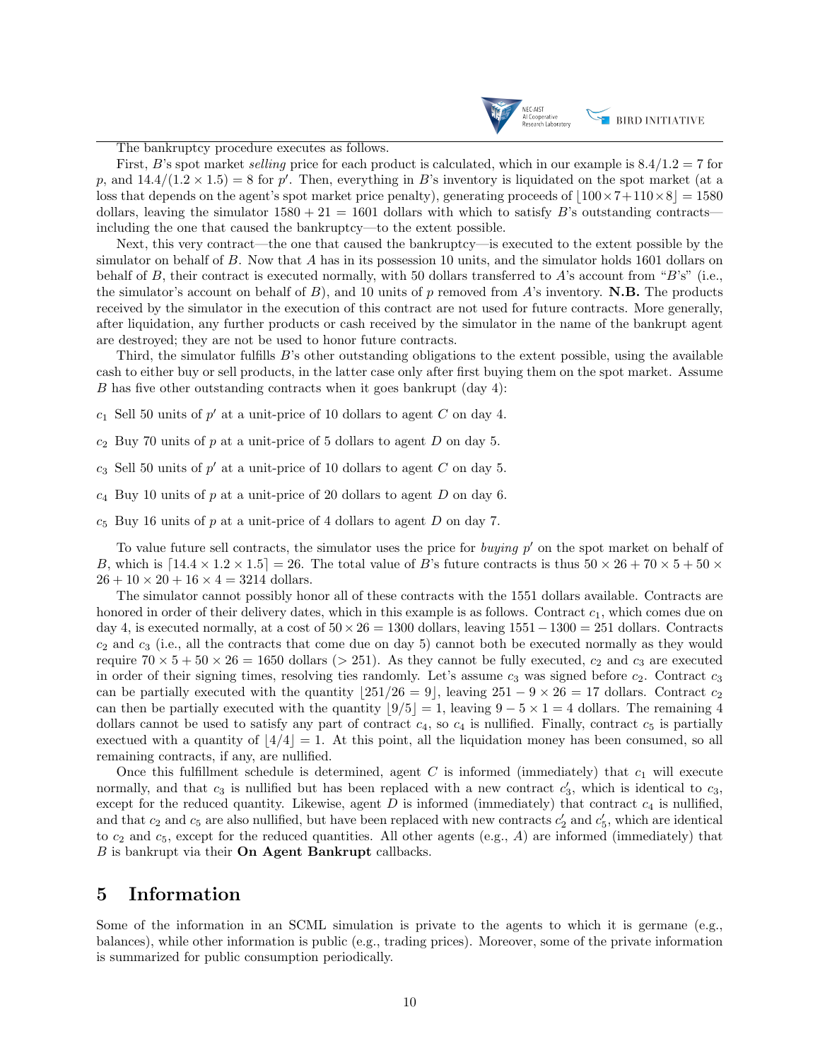The bankruptcy procedure executes as follows.

First, $B$'s spot market *selling* price for each product is calculated, which in our example is $8.4/1.2 = 7$ for $p$, and $14.4/(1.2 \times 1.5) = 8$ for $p'$. Then, everything in $B$'s inventory is liquidated on the spot market (at a loss that depends on the agent's spot market price penalty), generating proceeds of $\lfloor 100 \times 7 + 110 \times 8 \rfloor = 1580$ dollars, leaving the simulator $1580 + 21 = 1601$ dollars with which to satisfy $B$'s outstanding contracts—including the one that caused the bankruptcy—to the extent possible.

Next, this very contract—the one that caused the bankruptcy—is executed to the extent possible by the simulator on behalf of $B$. Now that $A$ has in its possession 10 units, and the simulator holds 1601 dollars on behalf of $B$, their contract is executed normally, with 50 dollars transferred to $A$'s account from "$B$'s" (i.e., the simulator's account on behalf of $B$), and 10 units of $p$ removed from $A$'s inventory. **N.B.** The products received by the simulator in the execution of this contract are not used for future contracts. More generally, after liquidation, any further products or cash received by the simulator in the name of the bankrupt agent are destroyed; they are not be used to honor future contracts.

Third, the simulator fulfills $B$'s other outstanding obligations to the extent possible, using the available cash to either buy or sell products, in the latter case only after first buying them on the spot market. Assume $B$ has five other outstanding contracts when it goes bankrupt (day 4):

- $c_1$ Sell 50 units of $p'$ at a unit-price of 10 dollars to agent $C$ on day 4.
- $c_2$ Buy 70 units of $p$ at a unit-price of 5 dollars to agent $D$ on day 5.
- $c_3$ Sell 50 units of $p'$ at a unit-price of 10 dollars to agent $C$ on day 5.
- $c_4$ Buy 10 units of $p$ at a unit-price of 20 dollars to agent $D$ on day 6.
- $c_5$ Buy 16 units of $p$ at a unit-price of 4 dollars to agent $D$ on day 7.

To value future sell contracts, the simulator uses the price for *buying* $p'$ on the spot market on behalf of $B$, which is $\lceil 14.4 \times 1.2 \times 1.5 \rceil = 26$. The total value of $B$'s future contracts is thus $50 \times 26 + 70 \times 5 + 50 \times 26 + 10 \times 20 + 16 \times 4 = 3214$ dollars.

The simulator cannot possibly honor all of these contracts with the 1551 dollars available. Contracts are honored in order of their delivery dates, which in this example is as follows. Contract $c_1$, which comes due on day 4, is executed normally, at a cost of $50 \times 26 = 1300$ dollars, leaving $1551 - 1300 = 251$ dollars. Contracts $c_2$ and $c_3$ (i.e., all the contracts that come due on day 5) cannot both be executed normally as they would require $70 \times 5 + 50 \times 26 = 1650$ dollars ($> 251$). As they cannot be fully executed, $c_2$ and $c_3$ are executed in order of their signing times, resolving ties randomly. Let's assume $c_3$ was signed before $c_2$. Contract $c_3$ can be partially executed with the quantity $\lfloor 251/26 = 9 \rfloor$, leaving $251 - 9 \times 26 = 17$ dollars. Contract $c_2$ can then be partially executed with the quantity $\lfloor 9/5 \rfloor = 1$, leaving $9 - 5 \times 1 = 4$ dollars. The remaining 4 dollars cannot be used to satisfy any part of contract $c_4$, so $c_4$ is nullified. Finally, contract $c_5$ is partially exectued with a quantity of $\lfloor 4/4 \rfloor = 1$. At this point, all the liquidation money has been consumed, so all remaining contracts, if any, are nullified.

Once this fulfillment schedule is determined, agent $C$ is informed (immediately) that $c_1$ will execute normally, and that $c_3$ is nullified but has been replaced with a new contract $c_3'$, which is identical to $c_3$, except for the reduced quantity. Likewise, agent $D$ is informed (immediately) that contract $c_4$ is nullified, and that $c_2$ and $c_5$ are also nullified, but have been replaced with new contracts $c_2'$ and $c_5'$, which are identical to $c_2$ and $c_5$, except for the reduced quantities. All other agents (e.g., $A$) are informed (immediately) that $B$ is bankrupt via their **On Agent Bankrupt** callbacks.

## 5 Information

Some of the information in an SCML simulation is private to the agents to which it is germane (e.g., balances), while other information is public (e.g., trading prices). Moreover, some of the private information is summarized for public consumption periodically.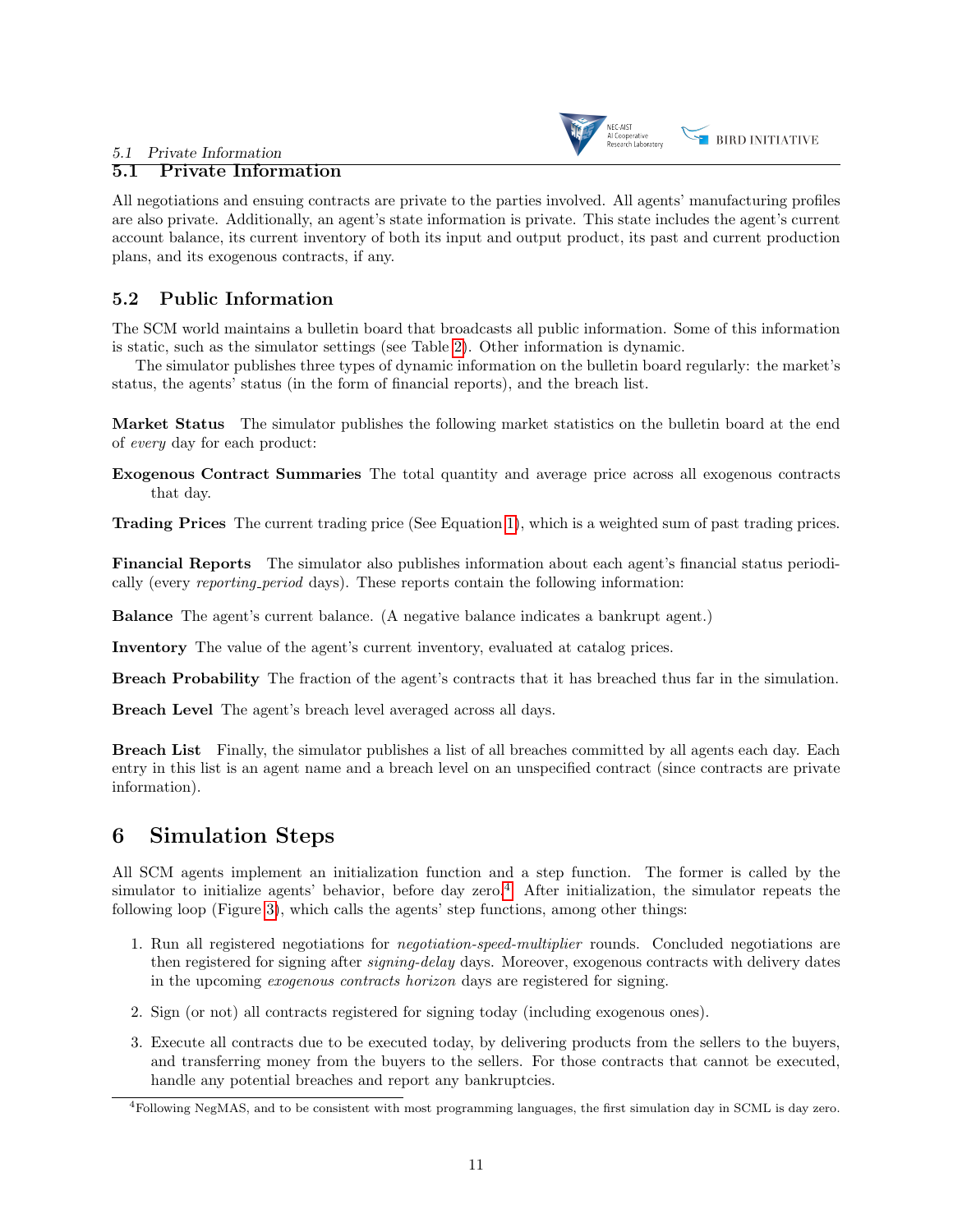## 5.1 Private Information

All negotiations and ensuing contracts are private to the parties involved. All agents' manufacturing profiles are also private. Additionally, an agent's state information is private. This state includes the agent's current account balance, its current inventory of both its input and output product, its past and current production plans, and its exogenous contracts, if any.

## 5.2 Public Information

The SCM world maintains a bulletin board that broadcasts all public information. Some of this information is static, such as the simulator settings (see Table 2). Other information is dynamic.

The simulator publishes three types of dynamic information on the bulletin board regularly: the market's status, the agents' status (in the form of financial reports), and the breach list.

**Market Status** The simulator publishes the following market statistics on the bulletin board at the end of *every* day for each product:

**Exogenous Contract Summaries** The total quantity and average price across all exogenous contracts that day.

**Trading Prices** The current trading price (See Equation 1), which is a weighted sum of past trading prices.

**Financial Reports** The simulator also publishes information about each agent's financial status periodically (every *reporting_period* days). These reports contain the following information:

**Balance** The agent's current balance. (A negative balance indicates a bankrupt agent.)

**Inventory** The value of the agent's current inventory, evaluated at catalog prices.

**Breach Probability** The fraction of the agent's contracts that it has breached thus far in the simulation.

**Breach Level** The agent's breach level averaged across all days.

**Breach List** Finally, the simulator publishes a list of all breaches committed by all agents each day. Each entry in this list is an agent name and a breach level on an unspecified contract (since contracts are private information).

# 6 Simulation Steps

All SCM agents implement an initialization function and a step function. The former is called by the simulator to initialize agents' behavior, before day zero.[4] After initialization, the simulator repeats the following loop (Figure 3), which calls the agents' step functions, among other things:

1. Run all registered negotiations for *negotiation-speed-multiplier* rounds. Concluded negotiations are then registered for signing after *signing-delay* days. Moreover, exogenous contracts with delivery dates in the upcoming *exogenous contracts horizon* days are registered for signing.
2. Sign (or not) all contracts registered for signing today (including exogenous ones).
3. Execute all contracts due to be executed today, by delivering products from the sellers to the buyers, and transferring money from the buyers to the sellers. For those contracts that cannot be executed, handle any potential breaches and report any bankruptcies.

[4] Following NegMAS, and to be consistent with most programming languages, the first simulation day in SCML is day zero.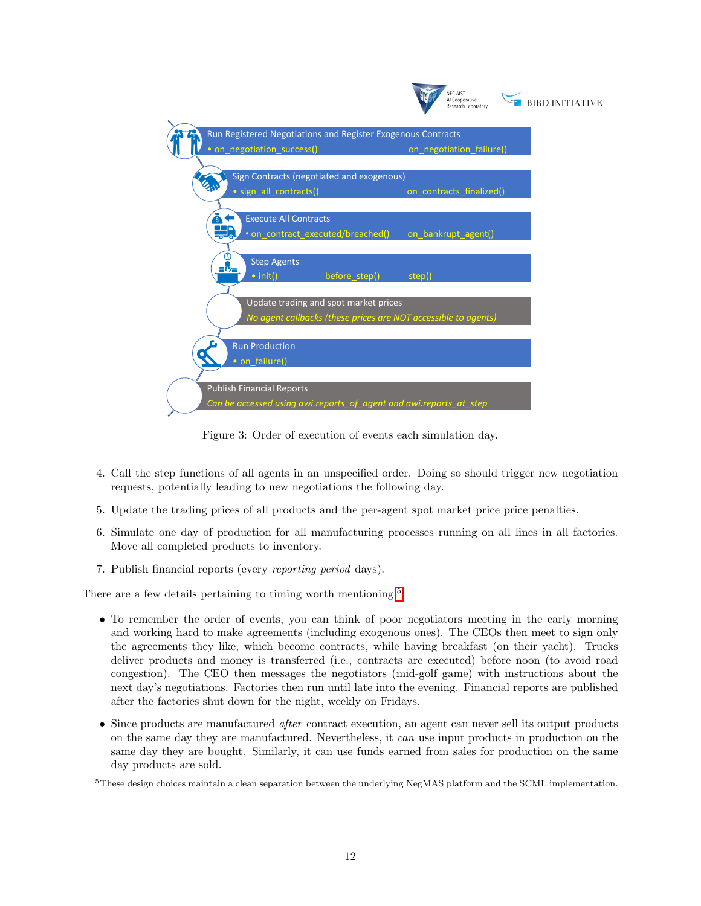Run Registered Negotiations and Register Exogenous Contracts
- on_negotiation_success() on_negotiation_failure()

Sign Contracts (negotiated and exogenous)
- sign_all_contracts() on_contracts_finalized()

Execute All Contracts
- on_contract_executed/breached() on_bankrupt_agent()

Step Agents
- init() before_step() step()

Update trading and spot market prices
*No agent callbacks (these prices are NOT accessible to agents)*

Run Production
- on_failure()

Publish Financial Reports
*Can be accessed using awi.reports_of_agent and awi.reports_at_step*

Figure 3: Order of execution of events each simulation day.

4. Call the step functions of all agents in an unspecified order. Doing so should trigger new negotiation requests, potentially leading to new negotiations the following day.
5. Update the trading prices of all products and the per-agent spot market price price penalties.
6. Simulate one day of production for all manufacturing processes running on all lines in all factories. Move all completed products to inventory.
7. Publish financial reports (every *reporting period* days).

There are a few details pertaining to timing worth mentioning:[5]

- To remember the order of events, you can think of poor negotiators meeting in the early morning and working hard to make agreements (including exogenous ones). The CEOs then meet to sign only the agreements they like, which become contracts, while having breakfast (on their yacht). Trucks deliver products and money is transferred (i.e., contracts are executed) before noon (to avoid road congestion). The CEO then messages the negotiators (mid-golf game) with instructions about the next day's negotiations. Factories then run until late into the evening. Financial reports are published after the factories shut down for the night, weekly on Fridays.
- Since products are manufactured *after* contract execution, an agent can never sell its output products on the same day they are manufactured. Nevertheless, it *can* use input products in production on the same day they are bought. Similarly, it can use funds earned from sales for production on the same day products are sold.

[5]These design choices maintain a clean separation between the underlying NegMAS platform and the SCML implementation.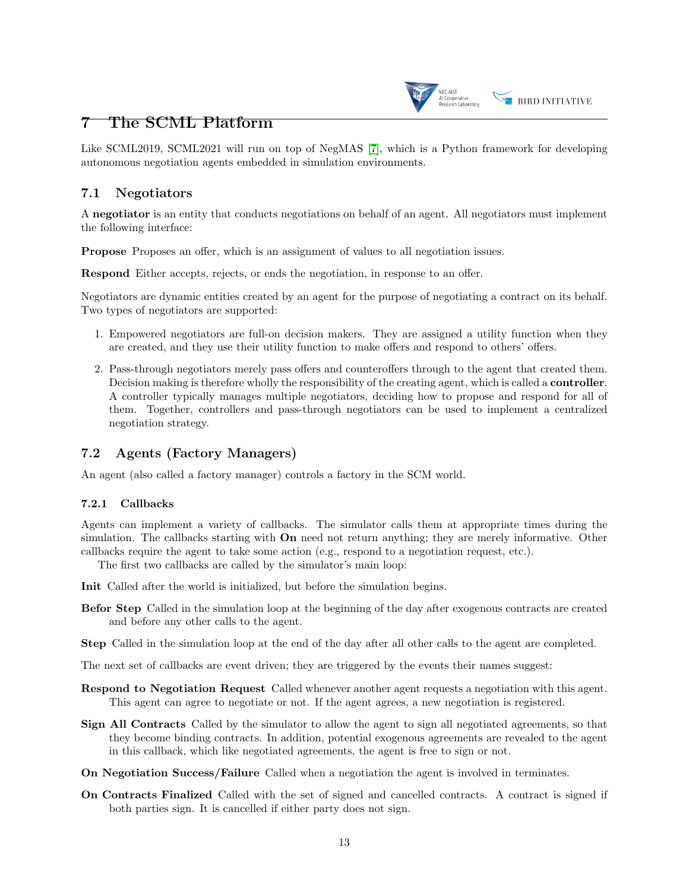# 7 The SCML Platform

Like SCML2019, SCML2021 will run on top of NegMAS [7], which is a Python framework for developing autonomous negotiation agents embedded in simulation environments.

## 7.1 Negotiators

A **negotiator** is an entity that conducts negotiations on behalf of an agent. All negotiators must implement the following interface:

**Propose** Proposes an offer, which is an assignment of values to all negotiation issues.

**Respond** Either accepts, rejects, or ends the negotiation, in response to an offer.

Negotiators are dynamic entities created by an agent for the purpose of negotiating a contract on its behalf. Two types of negotiators are supported:

1. Empowered negotiators are full-on decision makers. They are assigned a utility function when they are created, and they use their utility function to make offers and respond to others' offers.
2. Pass-through negotiators merely pass offers and counteroffers through to the agent that created them. Decision making is therefore wholly the responsibility of the creating agent, which is called a **controller**. A controller typically manages multiple negotiators, deciding how to propose and respond for all of them. Together, controllers and pass-through negotiators can be used to implement a centralized negotiation strategy.

## 7.2 Agents (Factory Managers)

An agent (also called a factory manager) controls a factory in the SCM world.

### 7.2.1 Callbacks

Agents can implement a variety of callbacks. The simulator calls them at appropriate times during the simulation. The callbacks starting with **On** need not return anything; they are merely informative. Other callbacks require the agent to take some action (e.g., respond to a negotiation request, etc.).

The first two callbacks are called by the simulator's main loop:

**Init** Called after the world is initialized, but before the simulation begins.

**Befor Step** Called in the simulation loop at the beginning of the day after exogenous contracts are created and before any other calls to the agent.

**Step** Called in the simulation loop at the end of the day after all other calls to the agent are completed.

The next set of callbacks are event driven; they are triggered by the events their names suggest:

**Respond to Negotiation Request** Called whenever another agent requests a negotiation with this agent. This agent can agree to negotiate or not. If the agent agrees, a new negotiation is registered.

**Sign All Contracts** Called by the simulator to allow the agent to sign all negotiated agreements, so that they become binding contracts. In addition, potential exogenous agreements are revealed to the agent in this callback, which like negotiated agreements, the agent is free to sign or not.

**On Negotiation Success/Failure** Called when a negotiation the agent is involved in terminates.

**On Contracts Finalized** Called with the set of signed and cancelled contracts. A contract is signed if both parties sign. It is cancelled if either party does not sign.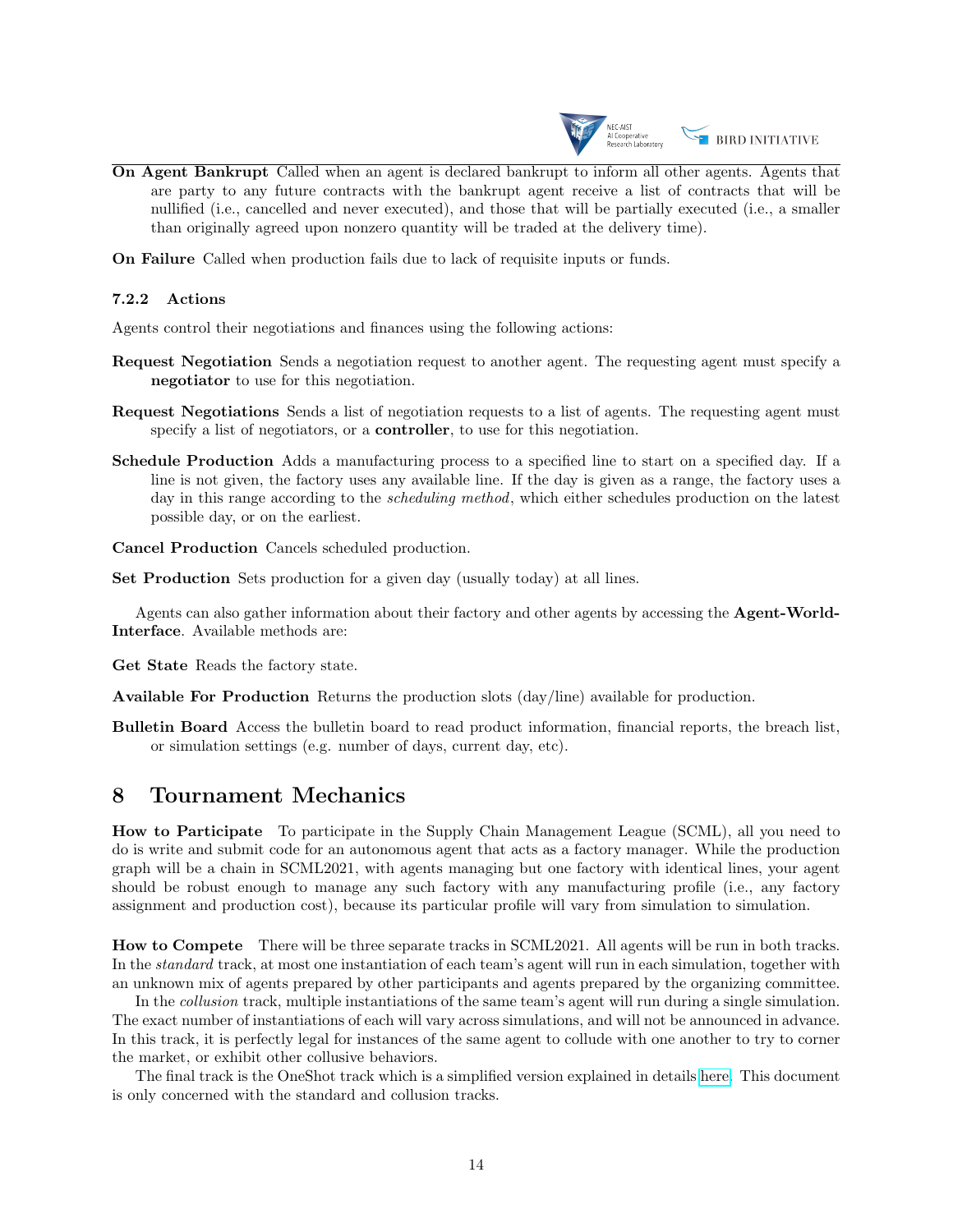**On Agent Bankrupt** Called when an agent is declared bankrupt to inform all other agents. Agents that are party to any future contracts with the bankrupt agent receive a list of contracts that will be nullified (i.e., cancelled and never executed), and those that will be partially executed (i.e., a smaller than originally agreed upon nonzero quantity will be traded at the delivery time).

**On Failure** Called when production fails due to lack of requisite inputs or funds.

### 7.2.2 Actions

Agents control their negotiations and finances using the following actions:

**Request Negotiation** Sends a negotiation request to another agent. The requesting agent must specify a **negotiator** to use for this negotiation.

**Request Negotiations** Sends a list of negotiation requests to a list of agents. The requesting agent must specify a list of negotiators, or a **controller**, to use for this negotiation.

**Schedule Production** Adds a manufacturing process to a specified line to start on a specified day. If a line is not given, the factory uses any available line. If the day is given as a range, the factory uses a day in this range according to the *scheduling method*, which either schedules production on the latest possible day, or on the earliest.

**Cancel Production** Cancels scheduled production.

**Set Production** Sets production for a given day (usually today) at all lines.

Agents can also gather information about their factory and other agents by accessing the **Agent-World-Interface**. Available methods are:

**Get State** Reads the factory state.

**Available For Production** Returns the production slots (day/line) available for production.

**Bulletin Board** Access the bulletin board to read product information, financial reports, the breach list, or simulation settings (e.g. number of days, current day, etc).

# 8 Tournament Mechanics

**How to Participate** To participate in the Supply Chain Management League (SCML), all you need to do is write and submit code for an autonomous agent that acts as a factory manager. While the production graph will be a chain in SCML2021, with agents managing but one factory with identical lines, your agent should be robust enough to manage any such factory with any manufacturing profile (i.e., any factory assignment and production cost), because its particular profile will vary from simulation to simulation.

**How to Compete** There will be three separate tracks in SCML2021. All agents will be run in both tracks. In the *standard* track, at most one instantiation of each team's agent will run in each simulation, together with an unknown mix of agents prepared by other participants and agents prepared by the organizing committee.

In the *collusion* track, multiple instantiations of the same team's agent will run during a single simulation. The exact number of instantiations of each will vary across simulations, and will not be announced in advance. In this track, it is perfectly legal for instances of the same agent to collude with one another to try to corner the market, or exhibit other collusive behaviors.

The final track is the OneShot track which is a simplified version explained in details here. This document is only concerned with the standard and collusion tracks.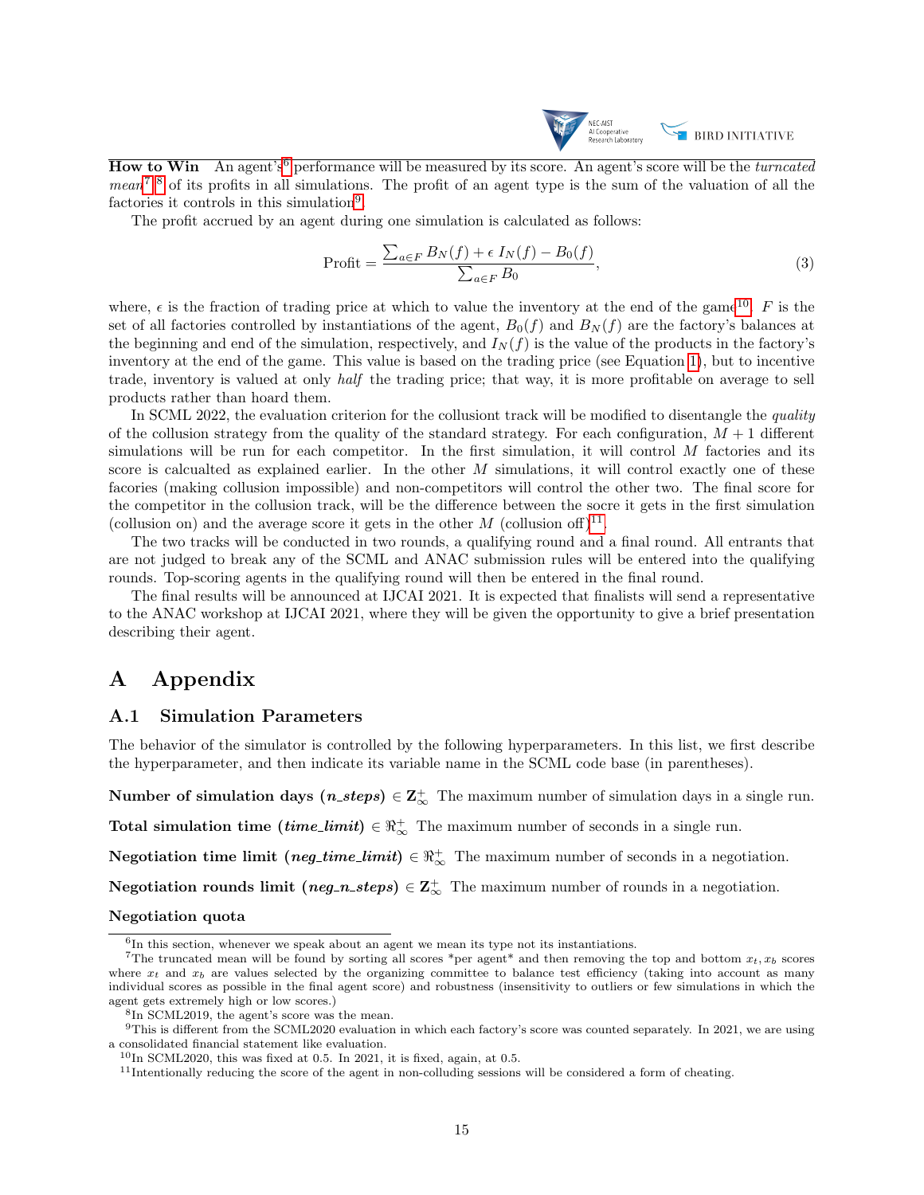**How to Win** An agent's[6] performance will be measured by its score. An agent's score will be the *turncated mean*[7] [8] of its profits in all simulations. The profit of an agent type is the sum of the valuation of all the factories it controls in this simulation[9].

The profit accrued by an agent during one simulation is calculated as follows:

$$\text{Profit} = \frac{\sum_{a \in F} B_N(f) + \epsilon \; I_N(f) - B_0(f)}{\sum_{a \in F} B_0}, \tag{3}$$

where, $\epsilon$ is the fraction of trading price at which to value the inventory at the end of the game[10]. $F$ is the set of all factories controlled by instantiations of the agent, $B_0(f)$ and $B_N(f)$ are the factory's balances at the beginning and end of the simulation, respectively, and $I_N(f)$ is the value of the products in the factory's inventory at the end of the game. This value is based on the trading price (see Equation 1), but to incentive trade, inventory is valued at only *half* the trading price; that way, it is more profitable on average to sell products rather than hoard them.

In SCML 2022, the evaluation criterion for the collusiont track will be modified to disentangle the *quality* of the collusion strategy from the quality of the standard strategy. For each configuration, $M + 1$ different simulations will be run for each competitor. In the first simulation, it will control $M$ factories and its score is calcualted as explained earlier. In the other $M$ simulations, it will control exactly one of these facories (making collusion impossible) and non-competitors will control the other two. The final score for the competitor in the collusion track, will be the difference between the socre it gets in the first simulation (collusion on) and the average score it gets in the other $M$ (collusion off)[11].

The two tracks will be conducted in two rounds, a qualifying round and a final round. All entrants that are not judged to break any of the SCML and ANAC submission rules will be entered into the qualifying rounds. Top-scoring agents in the qualifying round will then be entered in the final round.

The final results will be announced at IJCAI 2021. It is expected that finalists will send a representative to the ANAC workshop at IJCAI 2021, where they will be given the opportunity to give a brief presentation describing their agent.

# A Appendix

## A.1 Simulation Parameters

The behavior of the simulator is controlled by the following hyperparameters. In this list, we first describe the hyperparameter, and then indicate its variable name in the SCML code base (in parentheses).

**Number of simulation days (*n_steps*)** $\in \mathbf{Z}^+_\infty$ The maximum number of simulation days in a single run.

**Total simulation time (*time_limit*)** $\in \Re^+_\infty$ The maximum number of seconds in a single run.

**Negotiation time limit (*neg_time_limit*)** $\in \Re^+_\infty$ The maximum number of seconds in a negotiation.

**Negotiation rounds limit (*neg_n_steps*)** $\in \mathbf{Z}^+_\infty$ The maximum number of rounds in a negotiation.

**Negotiation quota**

---

[6] In this section, whenever we speak about an agent we mean its type not its instantiations.

[7] The truncated mean will be found by sorting all scores *per agent* and then removing the top and bottom $x_t, x_b$ scores where $x_t$ and $x_b$ are values selected by the organizing committee to balance test efficiency (taking into account as many individual scores as possible in the final agent score) and robustness (insensitivity to outliers or few simulations in which the agent gets extremely high or low scores.)

[8] In SCML2019, the agent's score was the mean.

[9] This is different from the SCML2020 evaluation in which each factory's score was counted separately. In 2021, we are using a consolidated financial statement like evaluation.

[10] In SCML2020, this was fixed at 0.5. In 2021, it is fixed, again, at 0.5.

[11] Intentionally reducing the score of the agent in non-colluding sessions will be considered a form of cheating.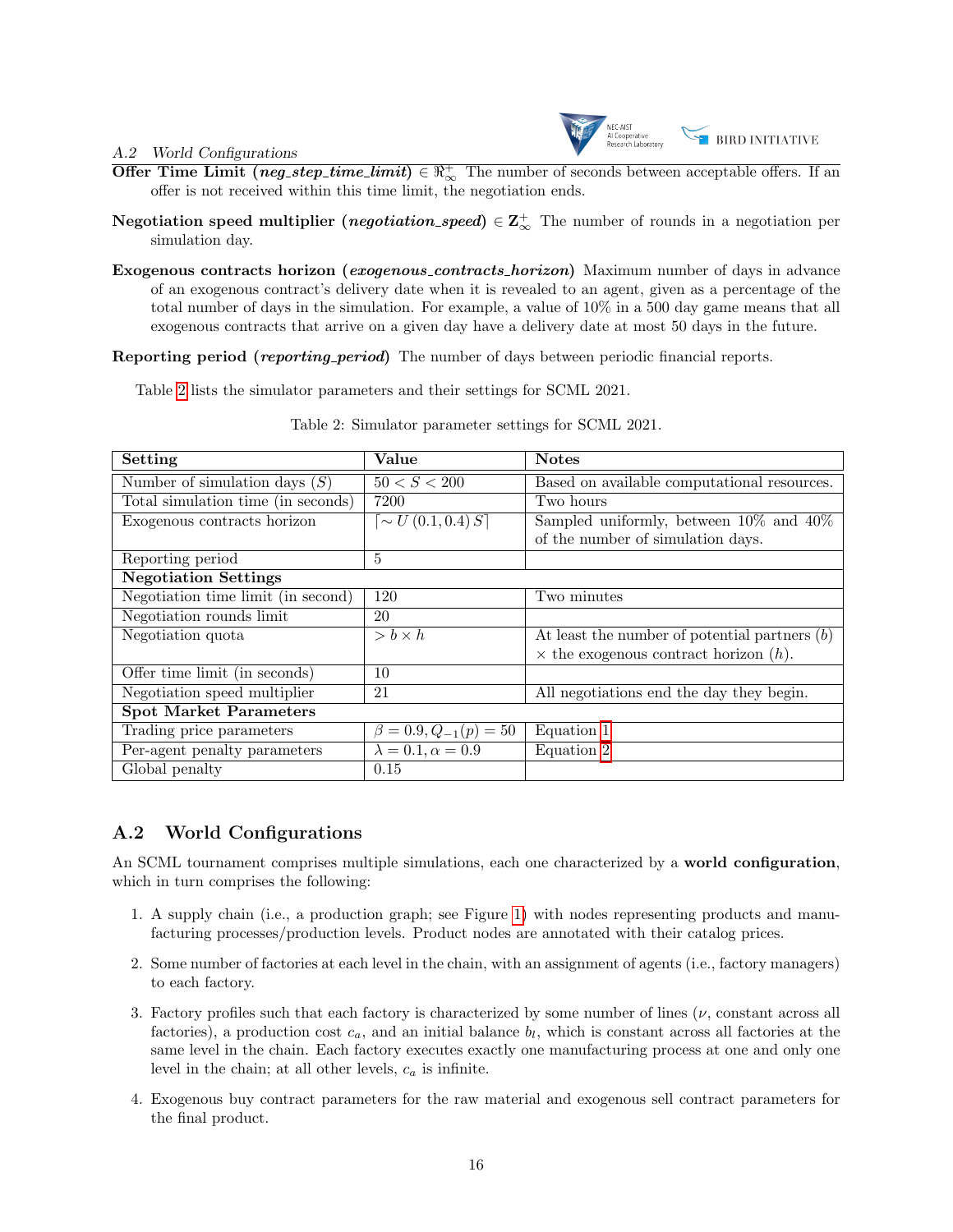**Offer Time Limit (*neg_step_time_limit*)** $\in \Re^+_\infty$ The number of seconds between acceptable offers. If an offer is not received within this time limit, the negotiation ends.

**Negotiation speed multiplier (*negotiation_speed*)** $\in \mathbf{Z}^+_\infty$ The number of rounds in a negotiation per simulation day.

**Exogenous contracts horizon (*exogenous_contracts_horizon*)** Maximum number of days in advance of an exogenous contract's delivery date when it is revealed to an agent, given as a percentage of the total number of days in the simulation. For example, a value of 10% in a 500 day game means that all exogenous contracts that arrive on a given day have a delivery date at most 50 days in the future.

**Reporting period (*reporting_period*)** The number of days between periodic financial reports.

Table 2 lists the simulator parameters and their settings for SCML 2021.

Table 2: Simulator parameter settings for SCML 2021.

| Setting | Value | Notes |
|---|---|---|
| Number of simulation days ($S$) | $50 < S < 200$ | Based on available computational resources. |
| Total simulation time (in seconds) | 7200 | Two hours |
| Exogenous contracts horizon | $\lceil \sim U(0.1, 0.4)\, S \rceil$ | Sampled uniformly, between 10% and 40% of the number of simulation days. |
| Reporting period | 5 | |
| **Negotiation Settings** | | |
| Negotiation time limit (in second) | 120 | Two minutes |
| Negotiation rounds limit | 20 | |
| Negotiation quota | $> b \times h$ | At least the number of potential partners ($b$) $\times$ the exogenous contract horizon ($h$). |
| Offer time limit (in seconds) | 10 | |
| Negotiation speed multiplier | 21 | All negotiations end the day they begin. |
| **Spot Market Parameters** | | |
| Trading price parameters | $\beta = 0.9, Q_{-1}(p) = 50$ | Equation 1 |
| Per-agent penalty parameters | $\lambda = 0.1, \alpha = 0.9$ | Equation 2 |
| Global penalty | 0.15 | |

## A.2 World Configurations

An SCML tournament comprises multiple simulations, each one characterized by a **world configuration**, which in turn comprises the following:

1. A supply chain (i.e., a production graph; see Figure 1) with nodes representing products and manufacturing processes/production levels. Product nodes are annotated with their catalog prices.

2. Some number of factories at each level in the chain, with an assignment of agents (i.e., factory managers) to each factory.

3. Factory profiles such that each factory is characterized by some number of lines ($\nu$, constant across all factories), a production cost $c_a$, and an initial balance $b_l$, which is constant across all factories at the same level in the chain. Each factory executes exactly one manufacturing process at one and only one level in the chain; at all other levels, $c_a$ is infinite.

4. Exogenous buy contract parameters for the raw material and exogenous sell contract parameters for the final product.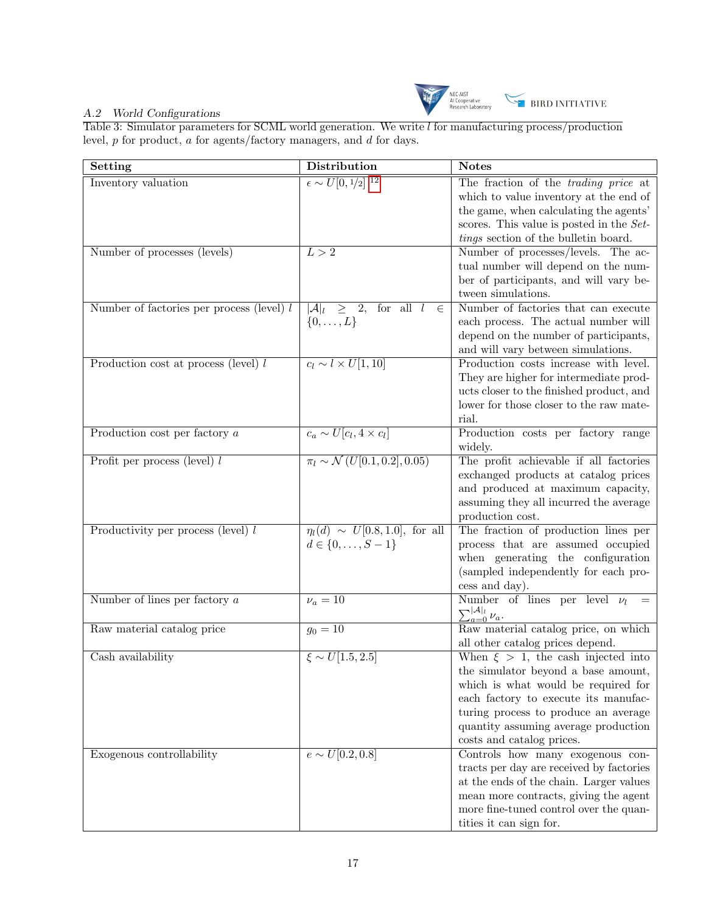*A.2 World Configurations*

Table 3: Simulator parameters for SCML world generation. We write $l$ for manufacturing process/production level, $p$ for product, $a$ for agents/factory managers, and $d$ for days.

| **Setting** | **Distribution** | **Notes** |
|---|---|---|
| Inventory valuation | $\epsilon \sim U[0, 1/2]$ [12] | The fraction of the *trading price* at which to value inventory at the end of the game, when calculating the agents' scores. This value is posted in the *Settings* section of the bulletin board. |
| Number of processes (levels) | $L > 2$ | Number of processes/levels. The actual number will depend on the number of participants, and will vary between simulations. |
| Number of factories per process (level) $l$ | $\|\mathcal{A}\|_l \geq 2$, for all $l \in \{0, \ldots, L\}$ | Number of factories that can execute each process. The actual number will depend on the number of participants, and will vary between simulations. |
| Production cost at process (level) $l$ | $c_l \sim l \times U[1, 10]$ | Production costs increase with level. They are higher for intermediate products closer to the finished product, and lower for those closer to the raw material. |
| Production cost per factory $a$ | $c_a \sim U[c_l, 4 \times c_l]$ | Production costs per factory range widely. |
| Profit per process (level) $l$ | $\pi_l \sim \mathcal{N}(U[0.1, 0.2], 0.05)$ | The profit achievable if all factories exchanged products at catalog prices and produced at maximum capacity, assuming they all incurred the average production cost. |
| Productivity per process (level) $l$ | $\eta_l(d) \sim U[0.8, 1.0]$, for all $d \in \{0, \ldots, S-1\}$ | The fraction of production lines per process that are assumed occupied when generating the configuration (sampled independently for each process and day). |
| Number of lines per factory $a$ | $\nu_a = 10$ | Number of lines per level $\nu_l = \sum_{a=0}^{\|\mathcal{A}\|_l} \nu_a$. |
| Raw material catalog price | $g_0 = 10$ | Raw material catalog price, on which all other catalog prices depend. |
| Cash availability | $\xi \sim U[1.5, 2.5]$ | When $\xi > 1$, the cash injected into the simulator beyond a base amount, which is what would be required for each factory to execute its manufacturing process to produce an average quantity assuming average production costs and catalog prices. |
| Exogenous controllability | $e \sim U[0.2, 0.8]$ | Controls how many exogenous contracts per day are received by factories at the ends of the chain. Larger values mean more contracts, giving the agent more fine-tuned control over the quantities it can sign for. |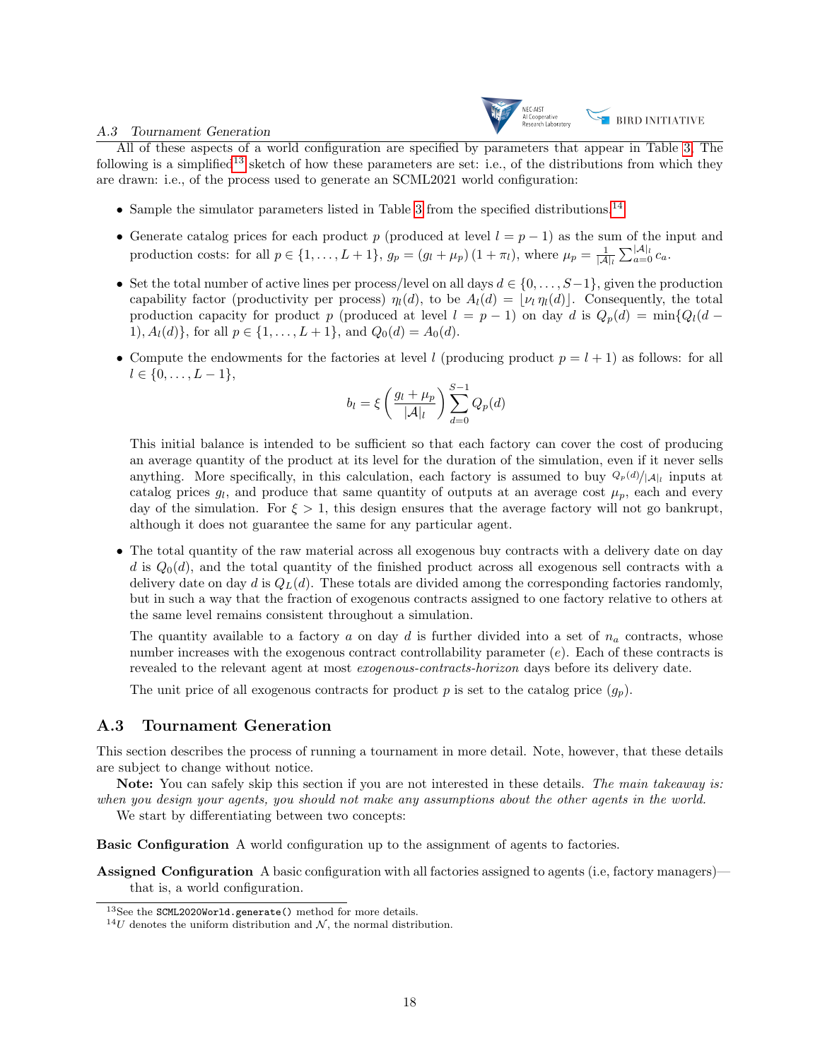All of these aspects of a world configuration are specified by parameters that appear in Table 3. The following is a simplified[13] sketch of how these parameters are set: i.e., of the distributions from which they are drawn: i.e., of the process used to generate an SCML2021 world configuration:

- Sample the simulator parameters listed in Table 3 from the specified distributions.[14]
- Generate catalog prices for each product $p$ (produced at level $l = p-1$) as the sum of the input and production costs: for all $p \in \{1, \ldots, L+1\}$, $g_p = (g_l + \mu_p)(1 + \pi_l)$, where $\mu_p = \frac{1}{|\mathcal{A}|_l} \sum_{a=0}^{|\mathcal{A}|_l} c_a$.
- Set the total number of active lines per process/level on all days $d \in \{0, \ldots, S-1\}$, given the production capability factor (productivity per process) $\eta_l(d)$, to be $A_l(d) = \lfloor \nu_l \, \eta_l(d) \rfloor$. Consequently, the total production capacity for product $p$ (produced at level $l = p-1$) on day $d$ is $Q_p(d) = \min\{Q_l(d-1), A_l(d)\}$, for all $p \in \{1, \ldots, L+1\}$, and $Q_0(d) = A_0(d)$.
- Compute the endowments for the factories at level $l$ (producing product $p = l+1$) as follows: for all $l \in \{0, \ldots, L-1\}$,

  $$b_l = \xi \left( \frac{g_l + \mu_p}{|\mathcal{A}|_l} \right) \sum_{d=0}^{S-1} Q_p(d)$$

  This initial balance is intended to be sufficient so that each factory can cover the cost of producing an average quantity of the product at its level for the duration of the simulation, even if it never sells anything. More specifically, in this calculation, each factory is assumed to buy $Q_p(d)/|\mathcal{A}|_l$ inputs at catalog prices $g_l$, and produce that same quantity of outputs at an average cost $\mu_p$, each and every day of the simulation. For $\xi > 1$, this design ensures that the average factory will not go bankrupt, although it does not guarantee the same for any particular agent.
- The total quantity of the raw material across all exogenous buy contracts with a delivery date on day $d$ is $Q_0(d)$, and the total quantity of the finished product across all exogenous sell contracts with a delivery date on day $d$ is $Q_L(d)$. These totals are divided among the corresponding factories randomly, but in such a way that the fraction of exogenous contracts assigned to one factory relative to others at the same level remains consistent throughout a simulation.

  The quantity available to a factory $a$ on day $d$ is further divided into a set of $n_a$ contracts, whose number increases with the exogenous contract controllability parameter ($e$). Each of these contracts is revealed to the relevant agent at most *exogenous-contracts-horizon* days before its delivery date.

  The unit price of all exogenous contracts for product $p$ is set to the catalog price ($g_p$).

## A.3 Tournament Generation

This section describes the process of running a tournament in more detail. Note, however, that these details are subject to change without notice.

**Note:** You can safely skip this section if you are not interested in these details. *The main takeaway is: when you design your agents, you should not make any assumptions about the other agents in the world.*

We start by differentiating between two concepts:

**Basic Configuration** A world configuration up to the assignment of agents to factories.

**Assigned Configuration** A basic configuration with all factories assigned to agents (i.e, factory managers)—that is, a world configuration.

[13] See the `SCML2020World.generate()` method for more details.

[14] $U$ denotes the uniform distribution and $\mathcal{N}$, the normal distribution.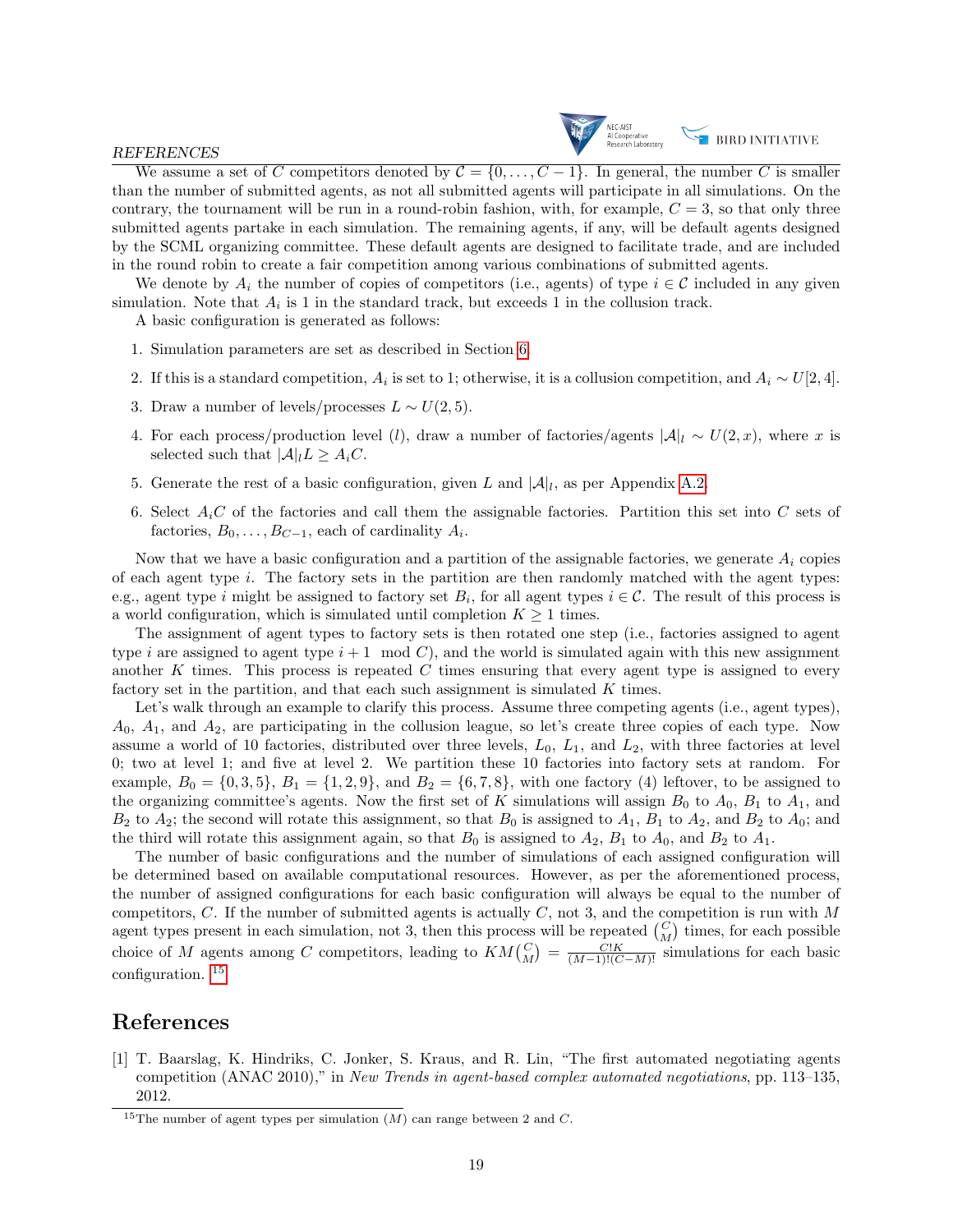We assume a set of $C$ competitors denoted by $\mathcal{C} = \{0, \ldots, C-1\}$. In general, the number $C$ is smaller than the number of submitted agents, as not all submitted agents will participate in all simulations. On the contrary, the tournament will be run in a round-robin fashion, with, for example, $C = 3$, so that only three submitted agents partake in each simulation. The remaining agents, if any, will be default agents designed by the SCML organizing committee. These default agents are designed to facilitate trade, and are included in the round robin to create a fair competition among various combinations of submitted agents.

We denote by $A_i$ the number of copies of competitors (i.e., agents) of type $i \in \mathcal{C}$ included in any given simulation. Note that $A_i$ is 1 in the standard track, but exceeds 1 in the collusion track.

A basic configuration is generated as follows:

1. Simulation parameters are set as described in Section 6.
2. If this is a standard competition, $A_i$ is set to 1; otherwise, it is a collusion competition, and $A_i \sim U[2, 4]$.
3. Draw a number of levels/processes $L \sim U(2, 5)$.
4. For each process/production level ($l$), draw a number of factories/agents $|\mathcal{A}|_l \sim U(2, x)$, where $x$ is selected such that $|\mathcal{A}|_l L \geq A_i C$.
5. Generate the rest of a basic configuration, given $L$ and $|\mathcal{A}|_l$, as per Appendix A.2.
6. Select $A_i C$ of the factories and call them the assignable factories. Partition this set into $C$ sets of factories, $B_0, \ldots, B_{C-1}$, each of cardinality $A_i$.

Now that we have a basic configuration and a partition of the assignable factories, we generate $A_i$ copies of each agent type $i$. The factory sets in the partition are then randomly matched with the agent types: e.g., agent type $i$ might be assigned to factory set $B_i$, for all agent types $i \in \mathcal{C}$. The result of this process is a world configuration, which is simulated until completion $K \geq 1$ times.

The assignment of agent types to factory sets is then rotated one step (i.e., factories assigned to agent type $i$ are assigned to agent type $i + 1 \mod C$), and the world is simulated again with this new assignment another $K$ times. This process is repeated $C$ times ensuring that every agent type is assigned to every factory set in the partition, and that each such assignment is simulated $K$ times.

Let's walk through an example to clarify this process. Assume three competing agents (i.e., agent types), $A_0$, $A_1$, and $A_2$, are participating in the collusion league, so let's create three copies of each type. Now assume a world of 10 factories, distributed over three levels, $L_0$, $L_1$, and $L_2$, with three factories at level 0; two at level 1; and five at level 2. We partition these 10 factories into factory sets at random. For example, $B_0 = \{0, 3, 5\}$, $B_1 = \{1, 2, 9\}$, and $B_2 = \{6, 7, 8\}$, with one factory (4) leftover, to be assigned to the organizing committee's agents. Now the first set of $K$ simulations will assign $B_0$ to $A_0$, $B_1$ to $A_1$, and $B_2$ to $A_2$; the second will rotate this assignment, so that $B_0$ is assigned to $A_1$, $B_1$ to $A_2$, and $B_2$ to $A_0$; and the third will rotate this assignment again, so that $B_0$ is assigned to $A_2$, $B_1$ to $A_0$, and $B_2$ to $A_1$.

The number of basic configurations and the number of simulations of each assigned configuration will be determined based on available computational resources. However, as per the aforementioned process, the number of assigned configurations for each basic configuration will always be equal to the number of competitors, $C$. If the number of submitted agents is actually $C$, not 3, and the competition is run with $M$ agent types present in each simulation, not 3, then this process will be repeated $\binom{C}{M}$ times, for each possible choice of $M$ agents among $C$ competitors, leading to $KM\binom{C}{M} = \frac{C!K}{(M-1)!(C-M)!}$ simulations for each basic configuration. [15]

# References

[1] T. Baarslag, K. Hindriks, C. Jonker, S. Kraus, and R. Lin, "The first automated negotiating agents competition (ANAC 2010)," in *New Trends in agent-based complex automated negotiations*, pp. 113–135, 2012.

[15] The number of agent types per simulation ($M$) can range between 2 and $C$.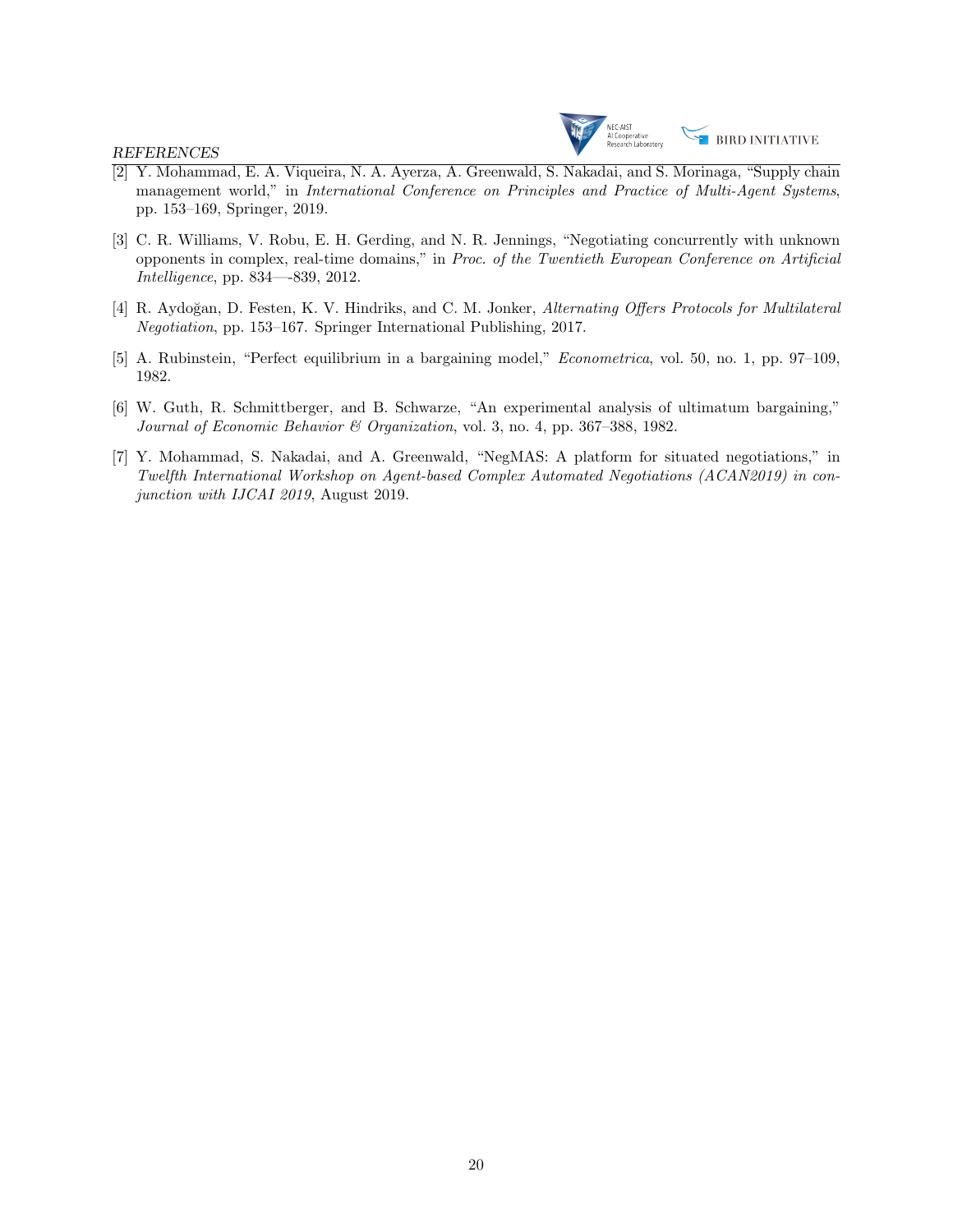- [2] Y. Mohammad, E. A. Viqueira, N. A. Ayerza, A. Greenwald, S. Nakadai, and S. Morinaga, "Supply chain management world," in *International Conference on Principles and Practice of Multi-Agent Systems*, pp. 153–169, Springer, 2019.

- [3] C. R. Williams, V. Robu, E. H. Gerding, and N. R. Jennings, "Negotiating concurrently with unknown opponents in complex, real-time domains," in *Proc. of the Twentieth European Conference on Artificial Intelligence*, pp. 834—-839, 2012.

- [4] R. Aydoğan, D. Festen, K. V. Hindriks, and C. M. Jonker, *Alternating Offers Protocols for Multilateral Negotiation*, pp. 153–167. Springer International Publishing, 2017.

- [5] A. Rubinstein, "Perfect equilibrium in a bargaining model," *Econometrica*, vol. 50, no. 1, pp. 97–109, 1982.

- [6] W. Guth, R. Schmittberger, and B. Schwarze, "An experimental analysis of ultimatum bargaining," *Journal of Economic Behavior & Organization*, vol. 3, no. 4, pp. 367–388, 1982.

- [7] Y. Mohammad, S. Nakadai, and A. Greenwald, "NegMAS: A platform for situated negotiations," in *Twelfth International Workshop on Agent-based Complex Automated Negotiations (ACAN2019) in conjunction with IJCAI 2019*, August 2019.